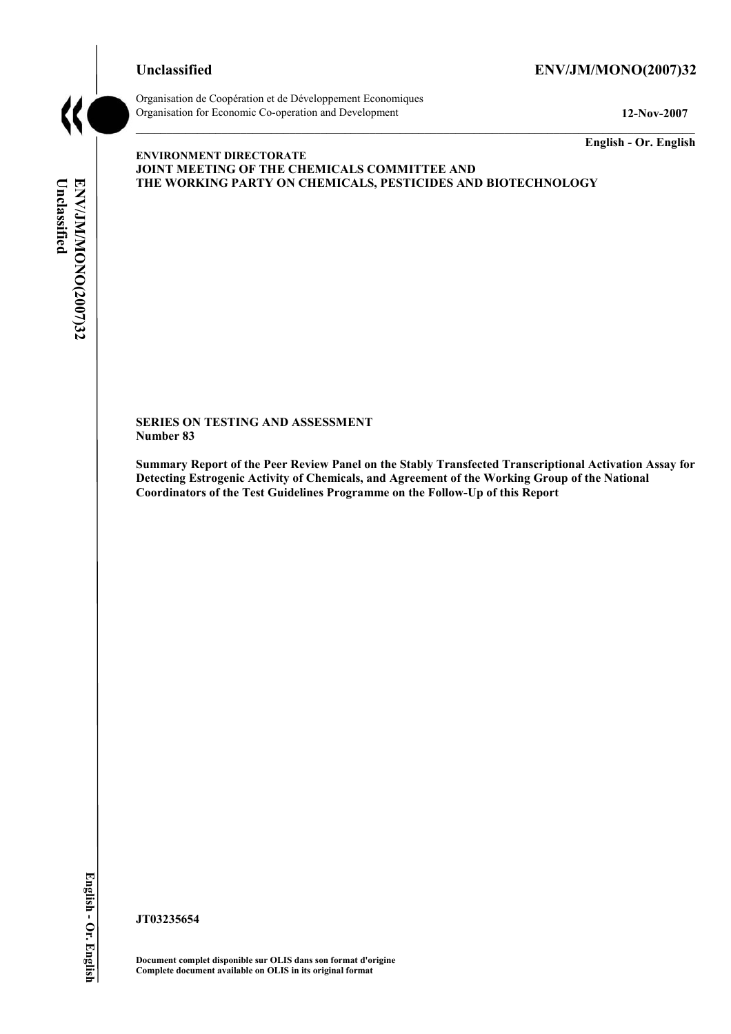**Unclassified** **ENV/JM/MONO(2007)32**

Organisation de Coopération et de Développement Economiques
Organisation for Economic Co-operation and Development **12-Nov-2007**

**English - Or. English**

**ENVIRONMENT DIRECTORATE**
**JOINT MEETING OF THE CHEMICALS COMMITTEE AND**
**THE WORKING PARTY ON CHEMICALS, PESTICIDES AND BIOTECHNOLOGY**

**SERIES ON TESTING AND ASSESSMENT**
**Number 83**

**Summary Report of the Peer Review Panel on the Stably Transfected Transcriptional Activation Assay for Detecting Estrogenic Activity of Chemicals, and Agreement of the Working Group of the National Coordinators of the Test Guidelines Programme on the Follow-Up of this Report**

**JT03235654**

**Document complet disponible sur OLIS dans son format d'origine**
**Complete document available on OLIS in its original format**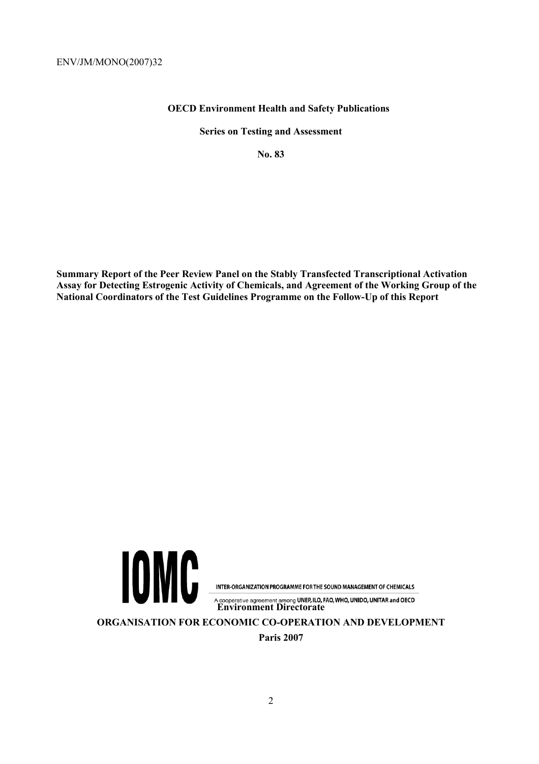ENV/JM/MONO(2007)32

**OECD Environment Health and Safety Publications**

**Series on Testing and Assessment**

**No. 83**

**Summary Report of the Peer Review Panel on the Stably Transfected Transcriptional Activation Assay for Detecting Estrogenic Activity of Chemicals, and Agreement of the Working Group of the National Coordinators of the Test Guidelines Programme on the Follow-Up of this Report**

IOMC

INTER-ORGANIZATION PROGRAMME FOR THE SOUND MANAGEMENT OF CHEMICALS

A cooperative agreement among UNEP, ILO, FAO, WHO, UNIDO, UNITAR and OECD

**Environment Directorate**

**ORGANISATION FOR ECONOMIC CO-OPERATION AND DEVELOPMENT**

**Paris 2007**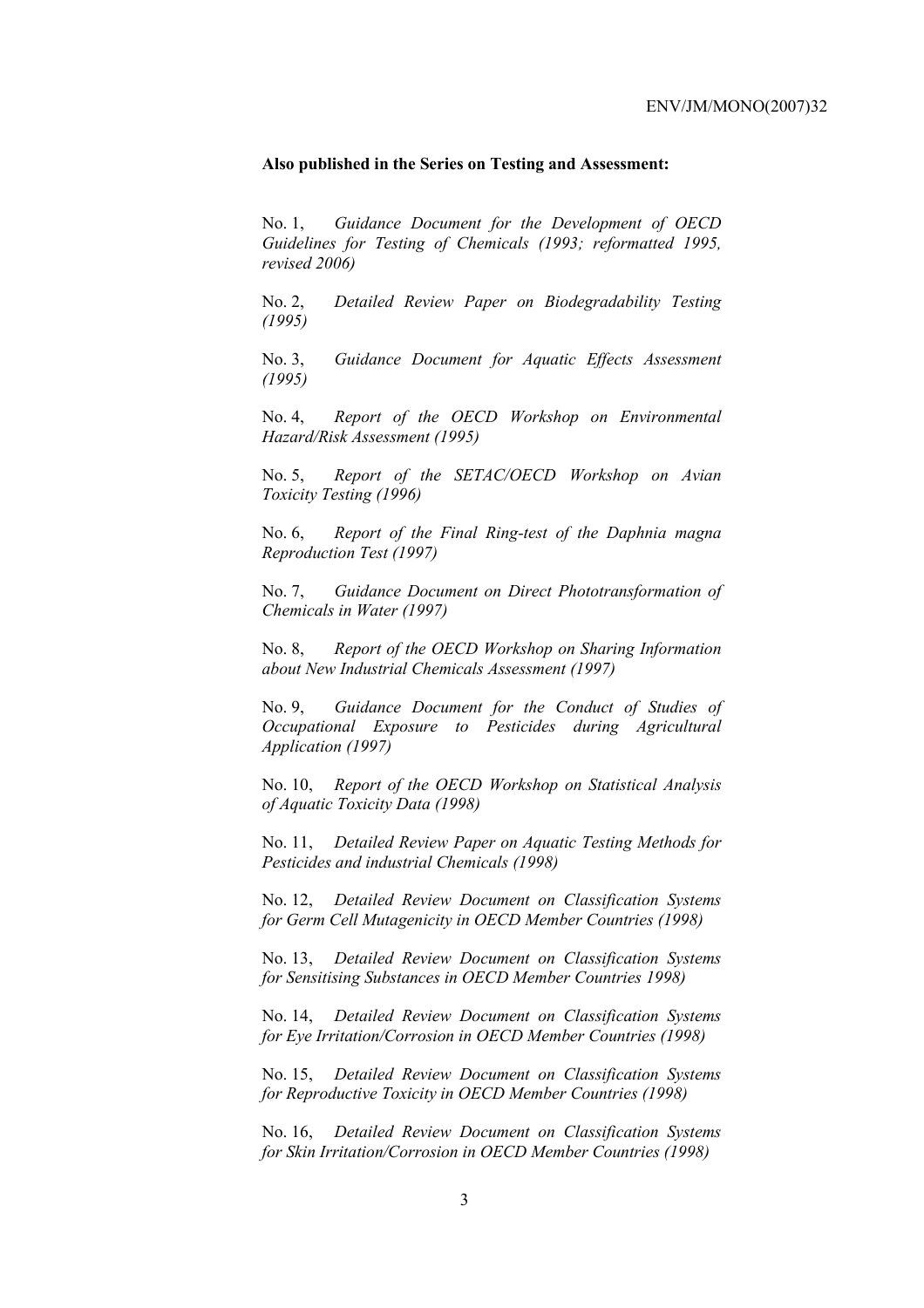**Also published in the Series on Testing and Assessment:**

No. 1, *Guidance Document for the Development of OECD Guidelines for Testing of Chemicals (1993; reformatted 1995, revised 2006)*

No. 2, *Detailed Review Paper on Biodegradability Testing (1995)*

No. 3, *Guidance Document for Aquatic Effects Assessment (1995)*

No. 4, *Report of the OECD Workshop on Environmental Hazard/Risk Assessment (1995)*

No. 5, *Report of the SETAC/OECD Workshop on Avian Toxicity Testing (1996)*

No. 6, *Report of the Final Ring-test of the Daphnia magna Reproduction Test (1997)*

No. 7, *Guidance Document on Direct Phototransformation of Chemicals in Water (1997)*

No. 8, *Report of the OECD Workshop on Sharing Information about New Industrial Chemicals Assessment (1997)*

No. 9, *Guidance Document for the Conduct of Studies of Occupational Exposure to Pesticides during Agricultural Application (1997)*

No. 10, *Report of the OECD Workshop on Statistical Analysis of Aquatic Toxicity Data (1998)*

No. 11, *Detailed Review Paper on Aquatic Testing Methods for Pesticides and industrial Chemicals (1998)*

No. 12, *Detailed Review Document on Classification Systems for Germ Cell Mutagenicity in OECD Member Countries (1998)*

No. 13, *Detailed Review Document on Classification Systems for Sensitising Substances in OECD Member Countries 1998)*

No. 14, *Detailed Review Document on Classification Systems for Eye Irritation/Corrosion in OECD Member Countries (1998)*

No. 15, *Detailed Review Document on Classification Systems for Reproductive Toxicity in OECD Member Countries (1998)*

No. 16, *Detailed Review Document on Classification Systems for Skin Irritation/Corrosion in OECD Member Countries (1998)*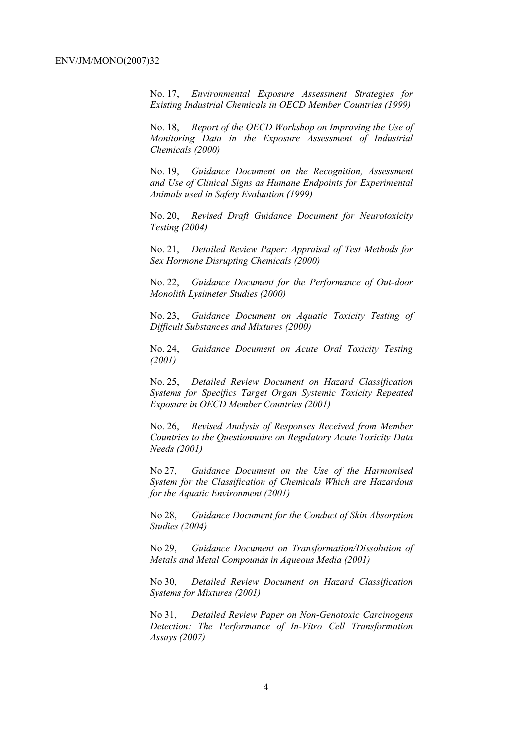No. 17, *Environmental Exposure Assessment Strategies for Existing Industrial Chemicals in OECD Member Countries (1999)*

No. 18, *Report of the OECD Workshop on Improving the Use of Monitoring Data in the Exposure Assessment of Industrial Chemicals (2000)*

No. 19, *Guidance Document on the Recognition, Assessment and Use of Clinical Signs as Humane Endpoints for Experimental Animals used in Safety Evaluation (1999)*

No. 20, *Revised Draft Guidance Document for Neurotoxicity Testing (2004)*

No. 21, *Detailed Review Paper: Appraisal of Test Methods for Sex Hormone Disrupting Chemicals (2000)*

No. 22, *Guidance Document for the Performance of Out-door Monolith Lysimeter Studies (2000)*

No. 23, *Guidance Document on Aquatic Toxicity Testing of Difficult Substances and Mixtures (2000)*

No. 24, *Guidance Document on Acute Oral Toxicity Testing (2001)*

No. 25, *Detailed Review Document on Hazard Classification Systems for Specifics Target Organ Systemic Toxicity Repeated Exposure in OECD Member Countries (2001)*

No. 26, *Revised Analysis of Responses Received from Member Countries to the Questionnaire on Regulatory Acute Toxicity Data Needs (2001)*

No 27, *Guidance Document on the Use of the Harmonised System for the Classification of Chemicals Which are Hazardous for the Aquatic Environment (2001)*

No 28, *Guidance Document for the Conduct of Skin Absorption Studies (2004)*

No 29, *Guidance Document on Transformation/Dissolution of Metals and Metal Compounds in Aqueous Media (2001)*

No 30, *Detailed Review Document on Hazard Classification Systems for Mixtures (2001)*

No 31, *Detailed Review Paper on Non-Genotoxic Carcinogens Detection: The Performance of In-Vitro Cell Transformation Assays (2007)*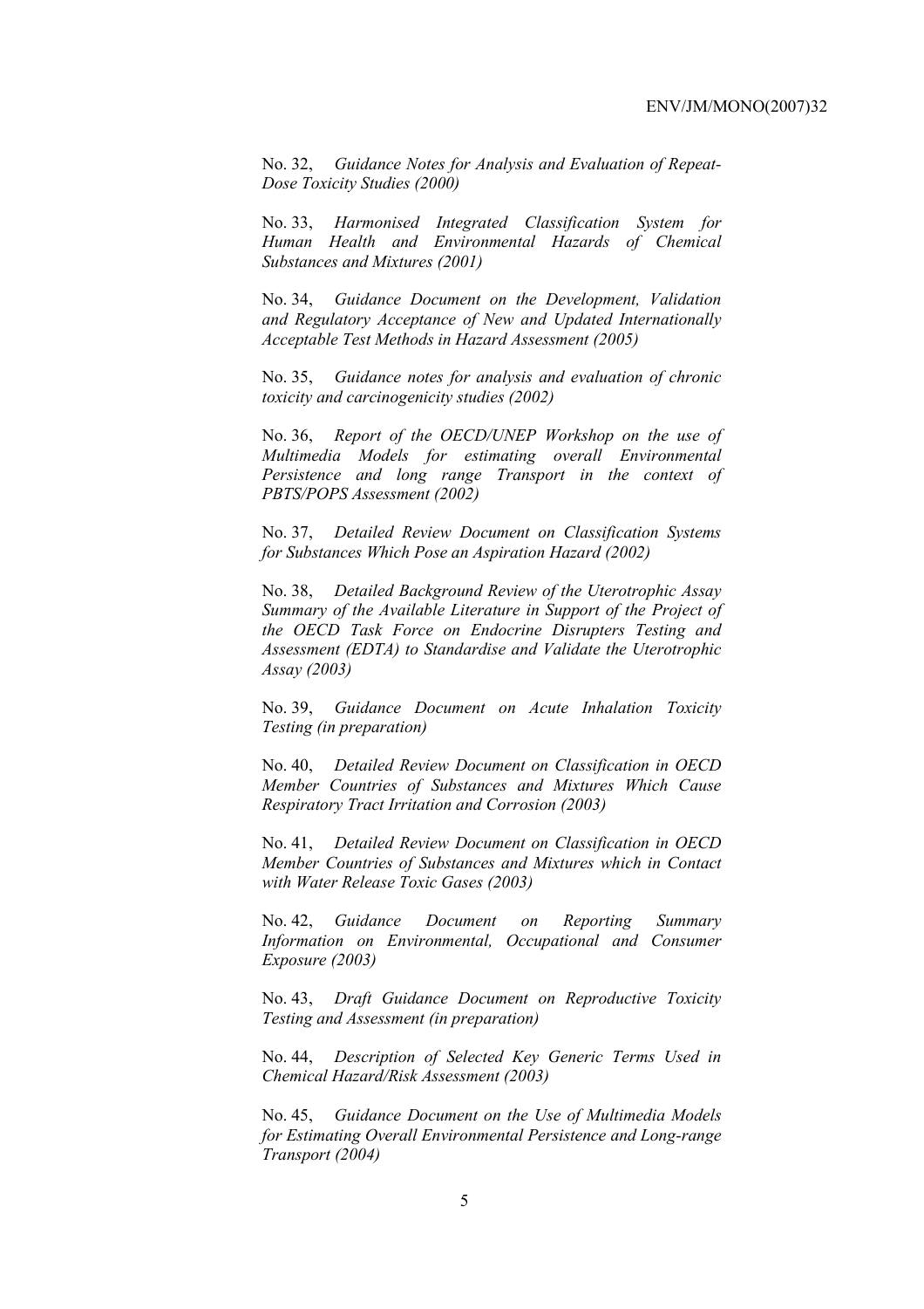No. 32, *Guidance Notes for Analysis and Evaluation of Repeat-Dose Toxicity Studies (2000)*

No. 33, *Harmonised Integrated Classification System for Human Health and Environmental Hazards of Chemical Substances and Mixtures (2001)*

No. 34, *Guidance Document on the Development, Validation and Regulatory Acceptance of New and Updated Internationally Acceptable Test Methods in Hazard Assessment (2005)*

No. 35, *Guidance notes for analysis and evaluation of chronic toxicity and carcinogenicity studies (2002)*

No. 36, *Report of the OECD/UNEP Workshop on the use of Multimedia Models for estimating overall Environmental Persistence and long range Transport in the context of PBTS/POPS Assessment (2002)*

No. 37, *Detailed Review Document on Classification Systems for Substances Which Pose an Aspiration Hazard (2002)*

No. 38, *Detailed Background Review of the Uterotrophic Assay Summary of the Available Literature in Support of the Project of the OECD Task Force on Endocrine Disrupters Testing and Assessment (EDTA) to Standardise and Validate the Uterotrophic Assay (2003)*

No. 39, *Guidance Document on Acute Inhalation Toxicity Testing (in preparation)*

No. 40, *Detailed Review Document on Classification in OECD Member Countries of Substances and Mixtures Which Cause Respiratory Tract Irritation and Corrosion (2003)*

No. 41, *Detailed Review Document on Classification in OECD Member Countries of Substances and Mixtures which in Contact with Water Release Toxic Gases (2003)*

No. 42, *Guidance Document on Reporting Summary Information on Environmental, Occupational and Consumer Exposure (2003)*

No. 43, *Draft Guidance Document on Reproductive Toxicity Testing and Assessment (in preparation)*

No. 44, *Description of Selected Key Generic Terms Used in Chemical Hazard/Risk Assessment (2003)*

No. 45, *Guidance Document on the Use of Multimedia Models for Estimating Overall Environmental Persistence and Long-range Transport (2004)*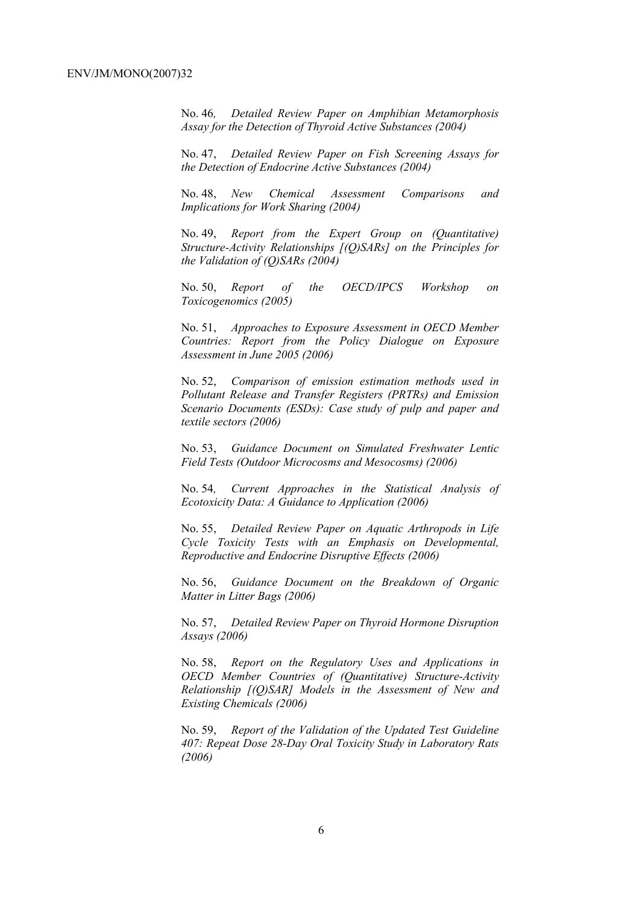No. 46, *Detailed Review Paper on Amphibian Metamorphosis Assay for the Detection of Thyroid Active Substances (2004)*

No. 47, *Detailed Review Paper on Fish Screening Assays for the Detection of Endocrine Active Substances (2004)*

No. 48, *New Chemical Assessment Comparisons and Implications for Work Sharing (2004)*

No. 49, *Report from the Expert Group on (Quantitative) Structure-Activity Relationships [(Q)SARs] on the Principles for the Validation of (Q)SARs (2004)*

No. 50, *Report of the OECD/IPCS Workshop on Toxicogenomics (2005)*

No. 51, *Approaches to Exposure Assessment in OECD Member Countries: Report from the Policy Dialogue on Exposure Assessment in June 2005 (2006)*

No. 52, *Comparison of emission estimation methods used in Pollutant Release and Transfer Registers (PRTRs) and Emission Scenario Documents (ESDs): Case study of pulp and paper and textile sectors (2006)*

No. 53, *Guidance Document on Simulated Freshwater Lentic Field Tests (Outdoor Microcosms and Mesocosms) (2006)*

No. 54, *Current Approaches in the Statistical Analysis of Ecotoxicity Data: A Guidance to Application (2006)*

No. 55, *Detailed Review Paper on Aquatic Arthropods in Life Cycle Toxicity Tests with an Emphasis on Developmental, Reproductive and Endocrine Disruptive Effects (2006)*

No. 56, *Guidance Document on the Breakdown of Organic Matter in Litter Bags (2006)*

No. 57, *Detailed Review Paper on Thyroid Hormone Disruption Assays (2006)*

No. 58, *Report on the Regulatory Uses and Applications in OECD Member Countries of (Quantitative) Structure-Activity Relationship [(Q)SAR] Models in the Assessment of New and Existing Chemicals (2006)*

No. 59, *Report of the Validation of the Updated Test Guideline 407: Repeat Dose 28-Day Oral Toxicity Study in Laboratory Rats (2006)*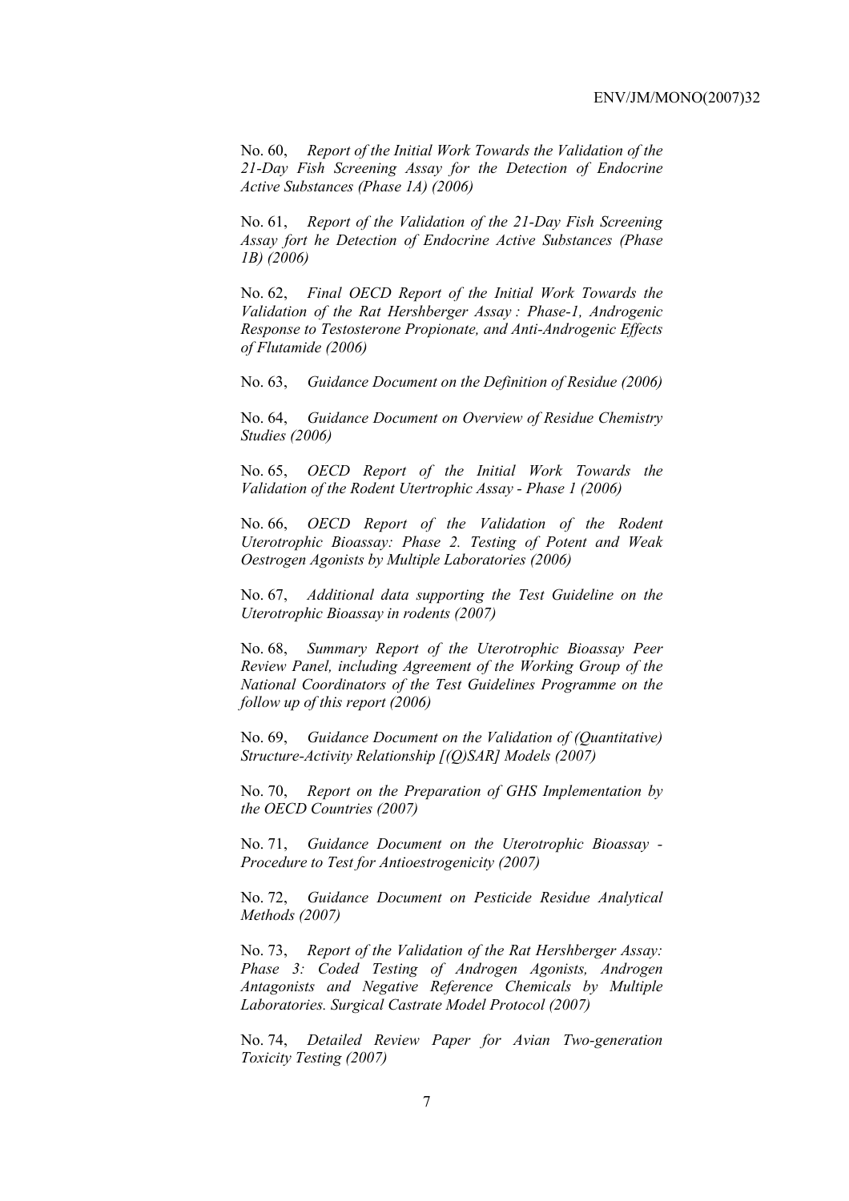No. 60, *Report of the Initial Work Towards the Validation of the 21-Day Fish Screening Assay for the Detection of Endocrine Active Substances (Phase 1A) (2006)*

No. 61, *Report of the Validation of the 21-Day Fish Screening Assay fort he Detection of Endocrine Active Substances (Phase 1B) (2006)*

No. 62, *Final OECD Report of the Initial Work Towards the Validation of the Rat Hershberger Assay : Phase-1, Androgenic Response to Testosterone Propionate, and Anti-Androgenic Effects of Flutamide (2006)*

No. 63, *Guidance Document on the Definition of Residue (2006)*

No. 64, *Guidance Document on Overview of Residue Chemistry Studies (2006)*

No. 65, *OECD Report of the Initial Work Towards the Validation of the Rodent Utertrophic Assay - Phase 1 (2006)*

No. 66, *OECD Report of the Validation of the Rodent Uterotrophic Bioassay: Phase 2. Testing of Potent and Weak Oestrogen Agonists by Multiple Laboratories (2006)*

No. 67, *Additional data supporting the Test Guideline on the Uterotrophic Bioassay in rodents (2007)*

No. 68, *Summary Report of the Uterotrophic Bioassay Peer Review Panel, including Agreement of the Working Group of the National Coordinators of the Test Guidelines Programme on the follow up of this report (2006)*

No. 69, *Guidance Document on the Validation of (Quantitative) Structure-Activity Relationship [(Q)SAR] Models (2007)*

No. 70, *Report on the Preparation of GHS Implementation by the OECD Countries (2007)*

No. 71, *Guidance Document on the Uterotrophic Bioassay - Procedure to Test for Antioestrogenicity (2007)*

No. 72, *Guidance Document on Pesticide Residue Analytical Methods (2007)*

No. 73, *Report of the Validation of the Rat Hershberger Assay: Phase 3: Coded Testing of Androgen Agonists, Androgen Antagonists and Negative Reference Chemicals by Multiple Laboratories. Surgical Castrate Model Protocol (2007)*

No. 74, *Detailed Review Paper for Avian Two-generation Toxicity Testing (2007)*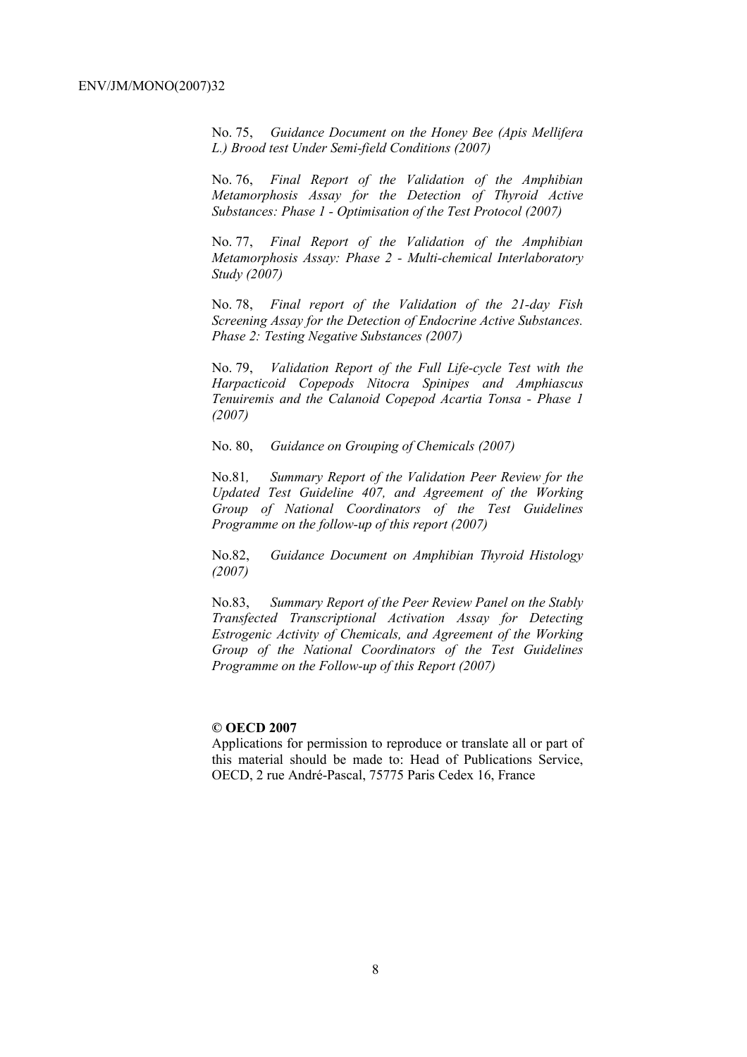No. 75, *Guidance Document on the Honey Bee (Apis Mellifera L.) Brood test Under Semi-field Conditions (2007)*

No. 76, *Final Report of the Validation of the Amphibian Metamorphosis Assay for the Detection of Thyroid Active Substances: Phase 1 - Optimisation of the Test Protocol (2007)*

No. 77, *Final Report of the Validation of the Amphibian Metamorphosis Assay: Phase 2 - Multi-chemical Interlaboratory Study (2007)*

No. 78, *Final report of the Validation of the 21-day Fish Screening Assay for the Detection of Endocrine Active Substances. Phase 2: Testing Negative Substances (2007)*

No. 79, *Validation Report of the Full Life-cycle Test with the Harpacticoid Copepods Nitocra Spinipes and Amphiascus Tenuiremis and the Calanoid Copepod Acartia Tonsa - Phase 1 (2007)*

No. 80, *Guidance on Grouping of Chemicals (2007)*

No.81, *Summary Report of the Validation Peer Review for the Updated Test Guideline 407, and Agreement of the Working Group of National Coordinators of the Test Guidelines Programme on the follow-up of this report (2007)*

No.82, *Guidance Document on Amphibian Thyroid Histology (2007)*

No.83, *Summary Report of the Peer Review Panel on the Stably Transfected Transcriptional Activation Assay for Detecting Estrogenic Activity of Chemicals, and Agreement of the Working Group of the National Coordinators of the Test Guidelines Programme on the Follow-up of this Report (2007)*

**© OECD 2007**

Applications for permission to reproduce or translate all or part of this material should be made to: Head of Publications Service, OECD, 2 rue André-Pascal, 75775 Paris Cedex 16, France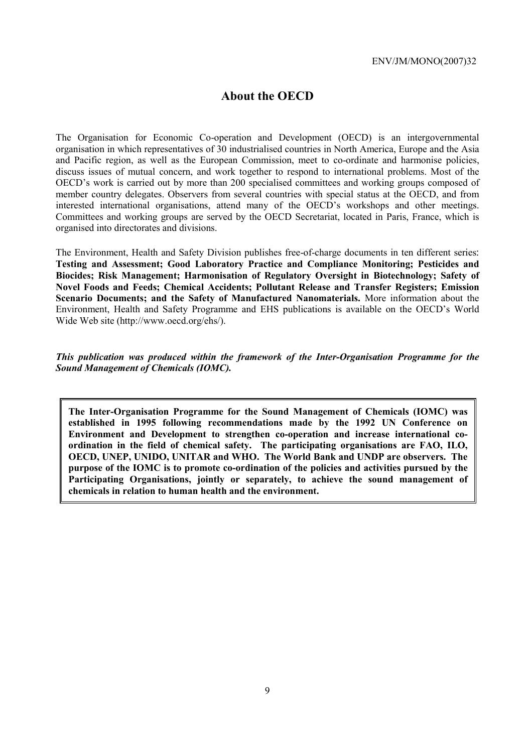# About the OECD

The Organisation for Economic Co-operation and Development (OECD) is an intergovernmental organisation in which representatives of 30 industrialised countries in North America, Europe and the Asia and Pacific region, as well as the European Commission, meet to co-ordinate and harmonise policies, discuss issues of mutual concern, and work together to respond to international problems. Most of the OECD's work is carried out by more than 200 specialised committees and working groups composed of member country delegates. Observers from several countries with special status at the OECD, and from interested international organisations, attend many of the OECD's workshops and other meetings. Committees and working groups are served by the OECD Secretariat, located in Paris, France, which is organised into directorates and divisions.

The Environment, Health and Safety Division publishes free-of-charge documents in ten different series: **Testing and Assessment; Good Laboratory Practice and Compliance Monitoring; Pesticides and Biocides; Risk Management; Harmonisation of Regulatory Oversight in Biotechnology; Safety of Novel Foods and Feeds; Chemical Accidents; Pollutant Release and Transfer Registers; Emission Scenario Documents; and the Safety of Manufactured Nanomaterials.** More information about the Environment, Health and Safety Programme and EHS publications is available on the OECD's World Wide Web site (http://www.oecd.org/ehs/).

***This publication was produced within the framework of the Inter-Organisation Programme for the Sound Management of Chemicals (IOMC).***

**The Inter-Organisation Programme for the Sound Management of Chemicals (IOMC) was established in 1995 following recommendations made by the 1992 UN Conference on Environment and Development to strengthen co-operation and increase international co-ordination in the field of chemical safety. The participating organisations are FAO, ILO, OECD, UNEP, UNIDO, UNITAR and WHO. The World Bank and UNDP are observers. The purpose of the IOMC is to promote co-ordination of the policies and activities pursued by the Participating Organisations, jointly or separately, to achieve the sound management of chemicals in relation to human health and the environment.**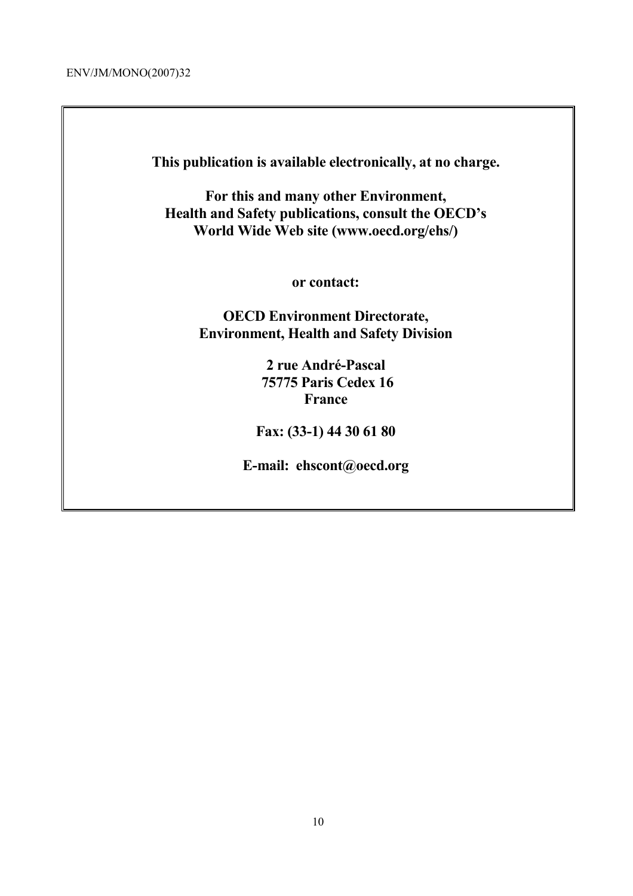**This publication is available electronically, at no charge.**

**For this and many other Environment, Health and Safety publications, consult the OECD's World Wide Web site (www.oecd.org/ehs/)**

**or contact:**

**OECD Environment Directorate, Environment, Health and Safety Division**

**2 rue André-Pascal**
**75775 Paris Cedex 16**
**France**

**Fax: (33-1) 44 30 61 80**

**E-mail: ehscont@oecd.org**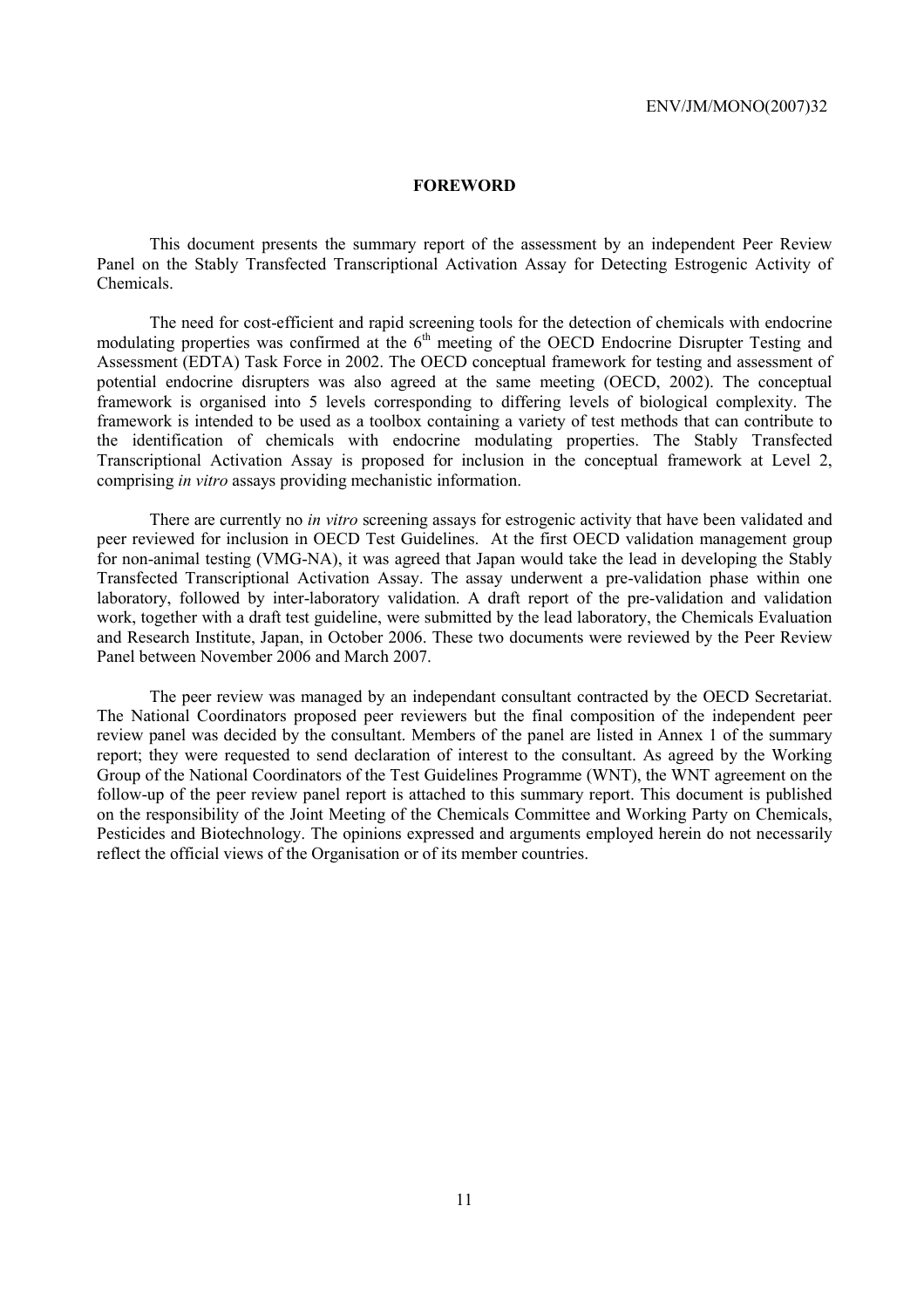## FOREWORD

This document presents the summary report of the assessment by an independent Peer Review Panel on the Stably Transfected Transcriptional Activation Assay for Detecting Estrogenic Activity of Chemicals.

The need for cost-efficient and rapid screening tools for the detection of chemicals with endocrine modulating properties was confirmed at the 6th meeting of the OECD Endocrine Disrupter Testing and Assessment (EDTA) Task Force in 2002. The OECD conceptual framework for testing and assessment of potential endocrine disrupters was also agreed at the same meeting (OECD, 2002). The conceptual framework is organised into 5 levels corresponding to differing levels of biological complexity. The framework is intended to be used as a toolbox containing a variety of test methods that can contribute to the identification of chemicals with endocrine modulating properties. The Stably Transfected Transcriptional Activation Assay is proposed for inclusion in the conceptual framework at Level 2, comprising *in vitro* assays providing mechanistic information.

There are currently no *in vitro* screening assays for estrogenic activity that have been validated and peer reviewed for inclusion in OECD Test Guidelines. At the first OECD validation management group for non-animal testing (VMG-NA), it was agreed that Japan would take the lead in developing the Stably Transfected Transcriptional Activation Assay. The assay underwent a pre-validation phase within one laboratory, followed by inter-laboratory validation. A draft report of the pre-validation and validation work, together with a draft test guideline, were submitted by the lead laboratory, the Chemicals Evaluation and Research Institute, Japan, in October 2006. These two documents were reviewed by the Peer Review Panel between November 2006 and March 2007.

The peer review was managed by an independant consultant contracted by the OECD Secretariat. The National Coordinators proposed peer reviewers but the final composition of the independent peer review panel was decided by the consultant. Members of the panel are listed in Annex 1 of the summary report; they were requested to send declaration of interest to the consultant. As agreed by the Working Group of the National Coordinators of the Test Guidelines Programme (WNT), the WNT agreement on the follow-up of the peer review panel report is attached to this summary report. This document is published on the responsibility of the Joint Meeting of the Chemicals Committee and Working Party on Chemicals, Pesticides and Biotechnology. The opinions expressed and arguments employed herein do not necessarily reflect the official views of the Organisation or of its member countries.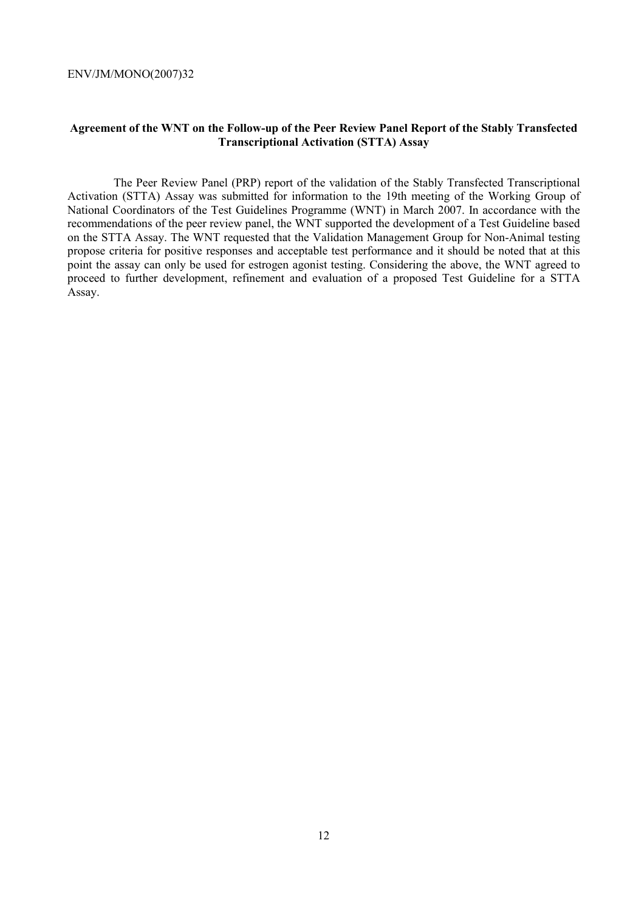**Agreement of the WNT on the Follow-up of the Peer Review Panel Report of the Stably Transfected Transcriptional Activation (STTA) Assay**

The Peer Review Panel (PRP) report of the validation of the Stably Transfected Transcriptional Activation (STTA) Assay was submitted for information to the 19th meeting of the Working Group of National Coordinators of the Test Guidelines Programme (WNT) in March 2007. In accordance with the recommendations of the peer review panel, the WNT supported the development of a Test Guideline based on the STTA Assay. The WNT requested that the Validation Management Group for Non-Animal testing propose criteria for positive responses and acceptable test performance and it should be noted that at this point the assay can only be used for estrogen agonist testing. Considering the above, the WNT agreed to proceed to further development, refinement and evaluation of a proposed Test Guideline for a STTA Assay.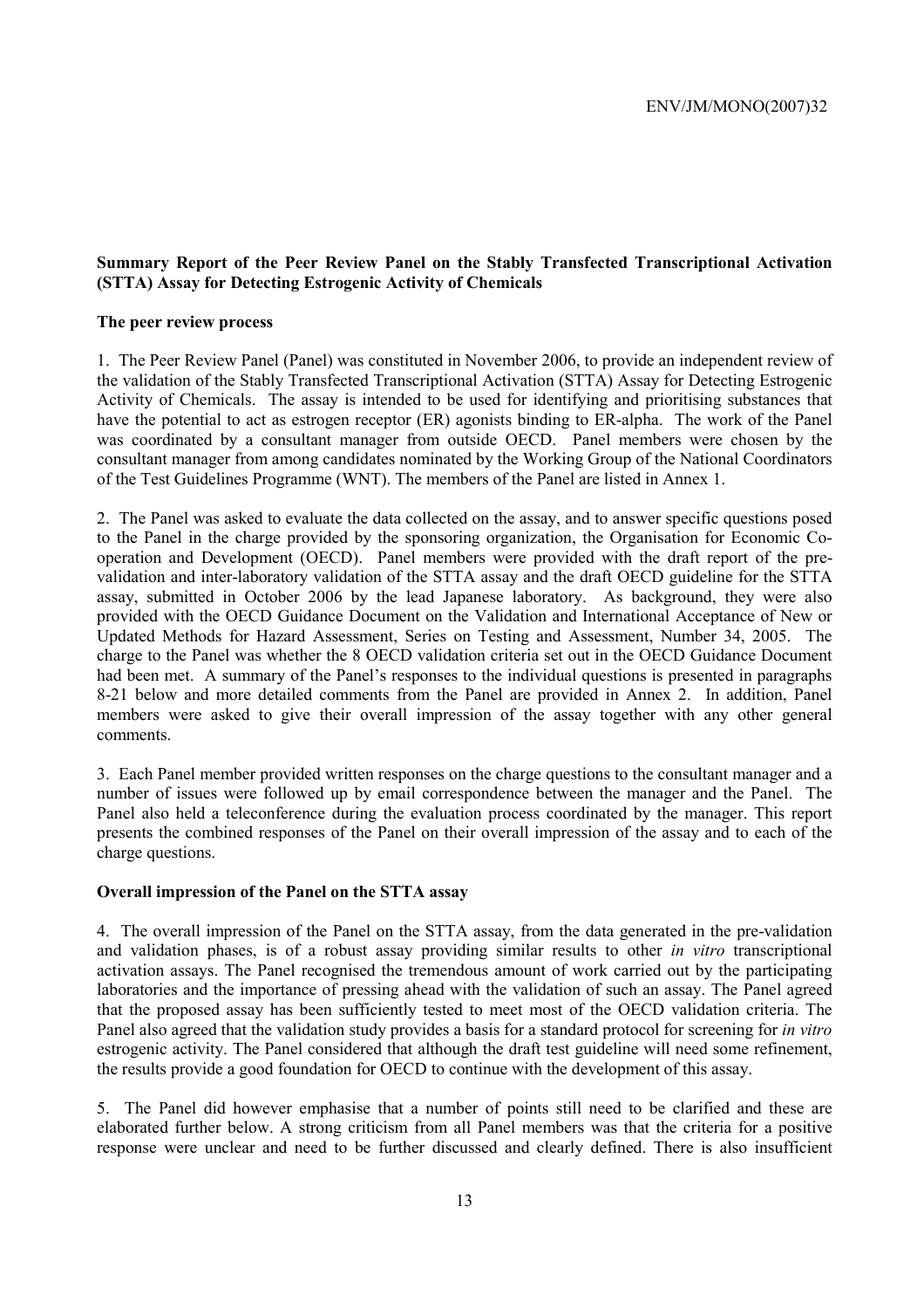**Summary Report of the Peer Review Panel on the Stably Transfected Transcriptional Activation (STTA) Assay for Detecting Estrogenic Activity of Chemicals**

**The peer review process**

1. The Peer Review Panel (Panel) was constituted in November 2006, to provide an independent review of the validation of the Stably Transfected Transcriptional Activation (STTA) Assay for Detecting Estrogenic Activity of Chemicals. The assay is intended to be used for identifying and prioritising substances that have the potential to act as estrogen receptor (ER) agonists binding to ER-alpha. The work of the Panel was coordinated by a consultant manager from outside OECD. Panel members were chosen by the consultant manager from among candidates nominated by the Working Group of the National Coordinators of the Test Guidelines Programme (WNT). The members of the Panel are listed in Annex 1.

2. The Panel was asked to evaluate the data collected on the assay, and to answer specific questions posed to the Panel in the charge provided by the sponsoring organization, the Organisation for Economic Co-operation and Development (OECD). Panel members were provided with the draft report of the pre-validation and inter-laboratory validation of the STTA assay and the draft OECD guideline for the STTA assay, submitted in October 2006 by the lead Japanese laboratory. As background, they were also provided with the OECD Guidance Document on the Validation and International Acceptance of New or Updated Methods for Hazard Assessment, Series on Testing and Assessment, Number 34, 2005. The charge to the Panel was whether the 8 OECD validation criteria set out in the OECD Guidance Document had been met. A summary of the Panel's responses to the individual questions is presented in paragraphs 8-21 below and more detailed comments from the Panel are provided in Annex 2. In addition, Panel members were asked to give their overall impression of the assay together with any other general comments.

3. Each Panel member provided written responses on the charge questions to the consultant manager and a number of issues were followed up by email correspondence between the manager and the Panel. The Panel also held a teleconference during the evaluation process coordinated by the manager. This report presents the combined responses of the Panel on their overall impression of the assay and to each of the charge questions.

**Overall impression of the Panel on the STTA assay**

4. The overall impression of the Panel on the STTA assay, from the data generated in the pre-validation and validation phases, is of a robust assay providing similar results to other *in vitro* transcriptional activation assays. The Panel recognised the tremendous amount of work carried out by the participating laboratories and the importance of pressing ahead with the validation of such an assay. The Panel agreed that the proposed assay has been sufficiently tested to meet most of the OECD validation criteria. The Panel also agreed that the validation study provides a basis for a standard protocol for screening for *in vitro* estrogenic activity. The Panel considered that although the draft test guideline will need some refinement, the results provide a good foundation for OECD to continue with the development of this assay.

5. The Panel did however emphasise that a number of points still need to be clarified and these are elaborated further below. A strong criticism from all Panel members was that the criteria for a positive response were unclear and need to be further discussed and clearly defined. There is also insufficient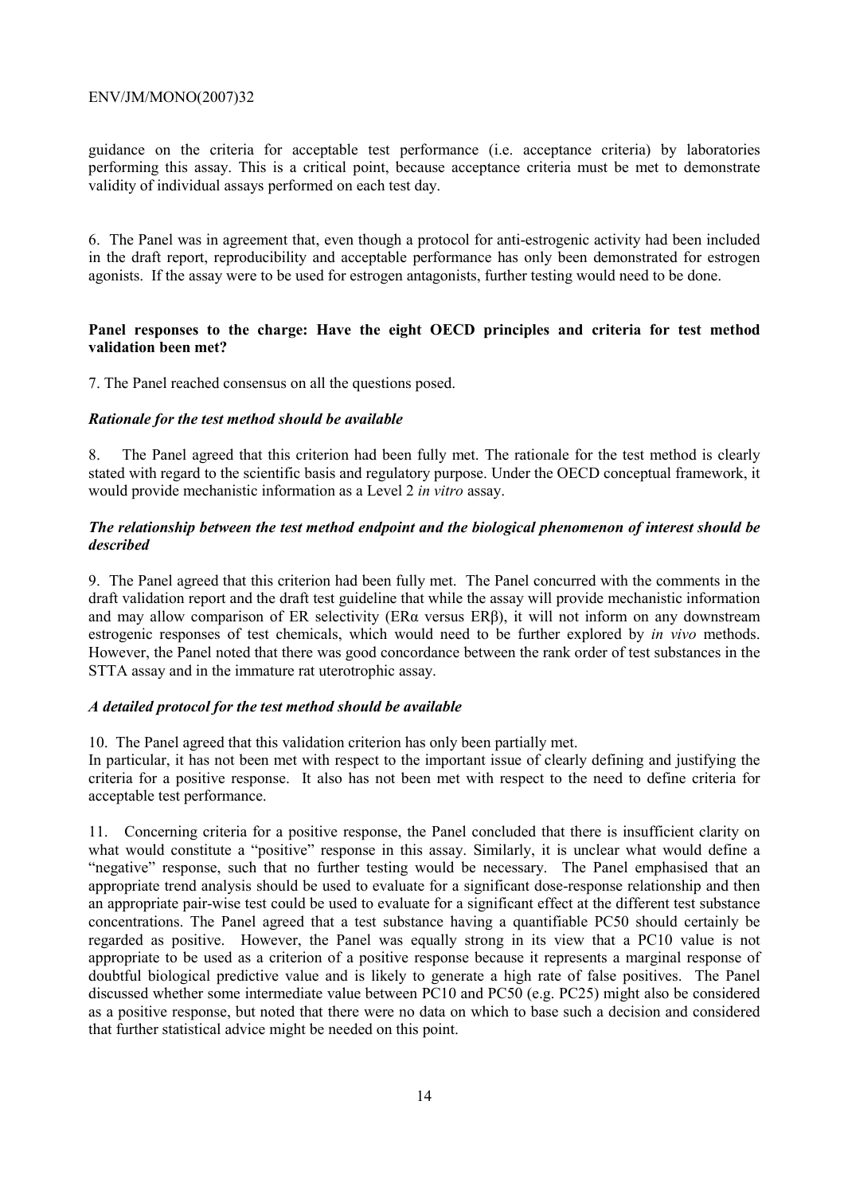guidance on the criteria for acceptable test performance (i.e. acceptance criteria) by laboratories performing this assay. This is a critical point, because acceptance criteria must be met to demonstrate validity of individual assays performed on each test day.

6. The Panel was in agreement that, even though a protocol for anti-estrogenic activity had been included in the draft report, reproducibility and acceptable performance has only been demonstrated for estrogen agonists. If the assay were to be used for estrogen antagonists, further testing would need to be done.

**Panel responses to the charge: Have the eight OECD principles and criteria for test method validation been met?**

7. The Panel reached consensus on all the questions posed.

***Rationale for the test method should be available***

8. The Panel agreed that this criterion had been fully met. The rationale for the test method is clearly stated with regard to the scientific basis and regulatory purpose. Under the OECD conceptual framework, it would provide mechanistic information as a Level 2 *in vitro* assay.

***The relationship between the test method endpoint and the biological phenomenon of interest should be described***

9. The Panel agreed that this criterion had been fully met. The Panel concurred with the comments in the draft validation report and the draft test guideline that while the assay will provide mechanistic information and may allow comparison of ER selectivity (ERα versus ERβ), it will not inform on any downstream estrogenic responses of test chemicals, which would need to be further explored by *in vivo* methods. However, the Panel noted that there was good concordance between the rank order of test substances in the STTA assay and in the immature rat uterotrophic assay.

***A detailed protocol for the test method should be available***

10. The Panel agreed that this validation criterion has only been partially met.
In particular, it has not been met with respect to the important issue of clearly defining and justifying the criteria for a positive response. It also has not been met with respect to the need to define criteria for acceptable test performance.

11. Concerning criteria for a positive response, the Panel concluded that there is insufficient clarity on what would constitute a "positive" response in this assay. Similarly, it is unclear what would define a "negative" response, such that no further testing would be necessary. The Panel emphasised that an appropriate trend analysis should be used to evaluate for a significant dose-response relationship and then an appropriate pair-wise test could be used to evaluate for a significant effect at the different test substance concentrations. The Panel agreed that a test substance having a quantifiable PC50 should certainly be regarded as positive. However, the Panel was equally strong in its view that a PC10 value is not appropriate to be used as a criterion of a positive response because it represents a marginal response of doubtful biological predictive value and is likely to generate a high rate of false positives. The Panel discussed whether some intermediate value between PC10 and PC50 (e.g. PC25) might also be considered as a positive response, but noted that there were no data on which to base such a decision and considered that further statistical advice might be needed on this point.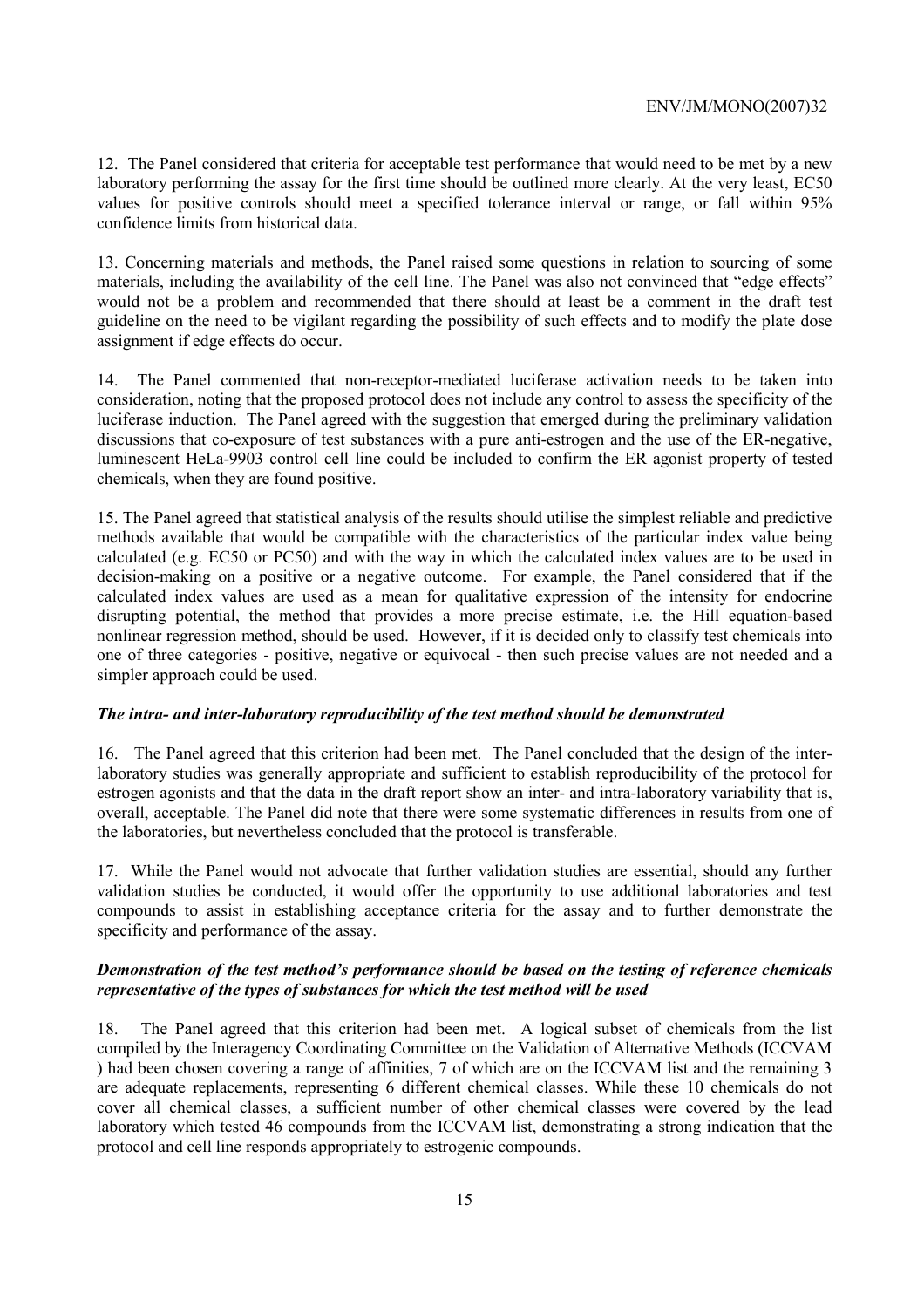12. The Panel considered that criteria for acceptable test performance that would need to be met by a new laboratory performing the assay for the first time should be outlined more clearly. At the very least, EC50 values for positive controls should meet a specified tolerance interval or range, or fall within 95% confidence limits from historical data.

13. Concerning materials and methods, the Panel raised some questions in relation to sourcing of some materials, including the availability of the cell line. The Panel was also not convinced that "edge effects" would not be a problem and recommended that there should at least be a comment in the draft test guideline on the need to be vigilant regarding the possibility of such effects and to modify the plate dose assignment if edge effects do occur.

14. The Panel commented that non-receptor-mediated luciferase activation needs to be taken into consideration, noting that the proposed protocol does not include any control to assess the specificity of the luciferase induction. The Panel agreed with the suggestion that emerged during the preliminary validation discussions that co-exposure of test substances with a pure anti-estrogen and the use of the ER-negative, luminescent HeLa-9903 control cell line could be included to confirm the ER agonist property of tested chemicals, when they are found positive.

15. The Panel agreed that statistical analysis of the results should utilise the simplest reliable and predictive methods available that would be compatible with the characteristics of the particular index value being calculated (e.g. EC50 or PC50) and with the way in which the calculated index values are to be used in decision-making on a positive or a negative outcome. For example, the Panel considered that if the calculated index values are used as a mean for qualitative expression of the intensity for endocrine disrupting potential, the method that provides a more precise estimate, i.e. the Hill equation-based nonlinear regression method, should be used. However, if it is decided only to classify test chemicals into one of three categories - positive, negative or equivocal - then such precise values are not needed and a simpler approach could be used.

### *The intra- and inter-laboratory reproducibility of the test method should be demonstrated*

16. The Panel agreed that this criterion had been met. The Panel concluded that the design of the inter-laboratory studies was generally appropriate and sufficient to establish reproducibility of the protocol for estrogen agonists and that the data in the draft report show an inter- and intra-laboratory variability that is, overall, acceptable. The Panel did note that there were some systematic differences in results from one of the laboratories, but nevertheless concluded that the protocol is transferable.

17. While the Panel would not advocate that further validation studies are essential, should any further validation studies be conducted, it would offer the opportunity to use additional laboratories and test compounds to assist in establishing acceptance criteria for the assay and to further demonstrate the specificity and performance of the assay.

### *Demonstration of the test method's performance should be based on the testing of reference chemicals representative of the types of substances for which the test method will be used*

18. The Panel agreed that this criterion had been met. A logical subset of chemicals from the list compiled by the Interagency Coordinating Committee on the Validation of Alternative Methods (ICCVAM ) had been chosen covering a range of affinities, 7 of which are on the ICCVAM list and the remaining 3 are adequate replacements, representing 6 different chemical classes. While these 10 chemicals do not cover all chemical classes, a sufficient number of other chemical classes were covered by the lead laboratory which tested 46 compounds from the ICCVAM list, demonstrating a strong indication that the protocol and cell line responds appropriately to estrogenic compounds.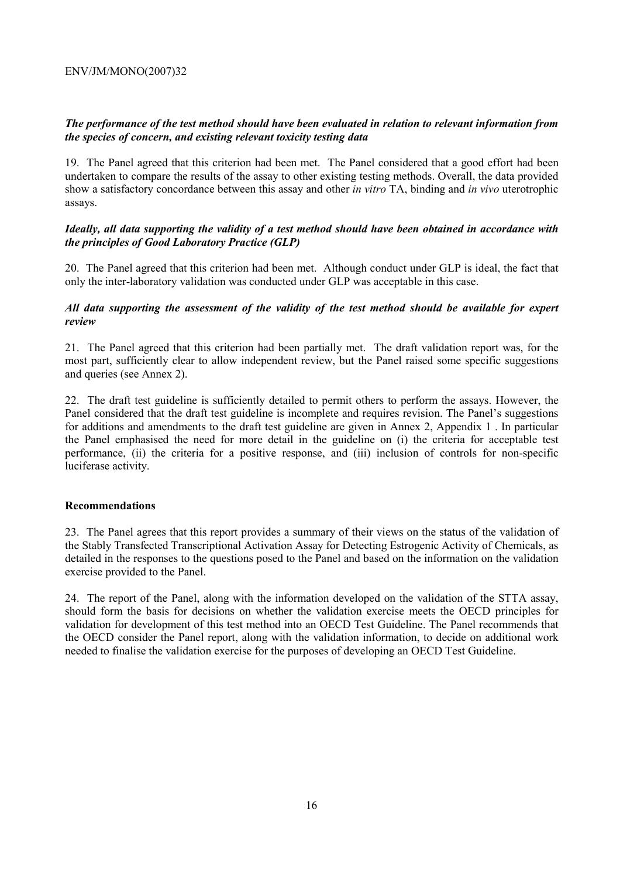***The performance of the test method should have been evaluated in relation to relevant information from the species of concern, and existing relevant toxicity testing data***

19. The Panel agreed that this criterion had been met. The Panel considered that a good effort had been undertaken to compare the results of the assay to other existing testing methods. Overall, the data provided show a satisfactory concordance between this assay and other *in vitro* TA, binding and *in vivo* uterotrophic assays.

***Ideally, all data supporting the validity of a test method should have been obtained in accordance with the principles of Good Laboratory Practice (GLP)***

20. The Panel agreed that this criterion had been met. Although conduct under GLP is ideal, the fact that only the inter-laboratory validation was conducted under GLP was acceptable in this case.

***All data supporting the assessment of the validity of the test method should be available for expert review***

21. The Panel agreed that this criterion had been partially met. The draft validation report was, for the most part, sufficiently clear to allow independent review, but the Panel raised some specific suggestions and queries (see Annex 2).

22. The draft test guideline is sufficiently detailed to permit others to perform the assays. However, the Panel considered that the draft test guideline is incomplete and requires revision. The Panel's suggestions for additions and amendments to the draft test guideline are given in Annex 2, Appendix 1 . In particular the Panel emphasised the need for more detail in the guideline on (i) the criteria for acceptable test performance, (ii) the criteria for a positive response, and (iii) inclusion of controls for non-specific luciferase activity.

**Recommendations**

23. The Panel agrees that this report provides a summary of their views on the status of the validation of the Stably Transfected Transcriptional Activation Assay for Detecting Estrogenic Activity of Chemicals, as detailed in the responses to the questions posed to the Panel and based on the information on the validation exercise provided to the Panel.

24. The report of the Panel, along with the information developed on the validation of the STTA assay, should form the basis for decisions on whether the validation exercise meets the OECD principles for validation for development of this test method into an OECD Test Guideline. The Panel recommends that the OECD consider the Panel report, along with the validation information, to decide on additional work needed to finalise the validation exercise for the purposes of developing an OECD Test Guideline.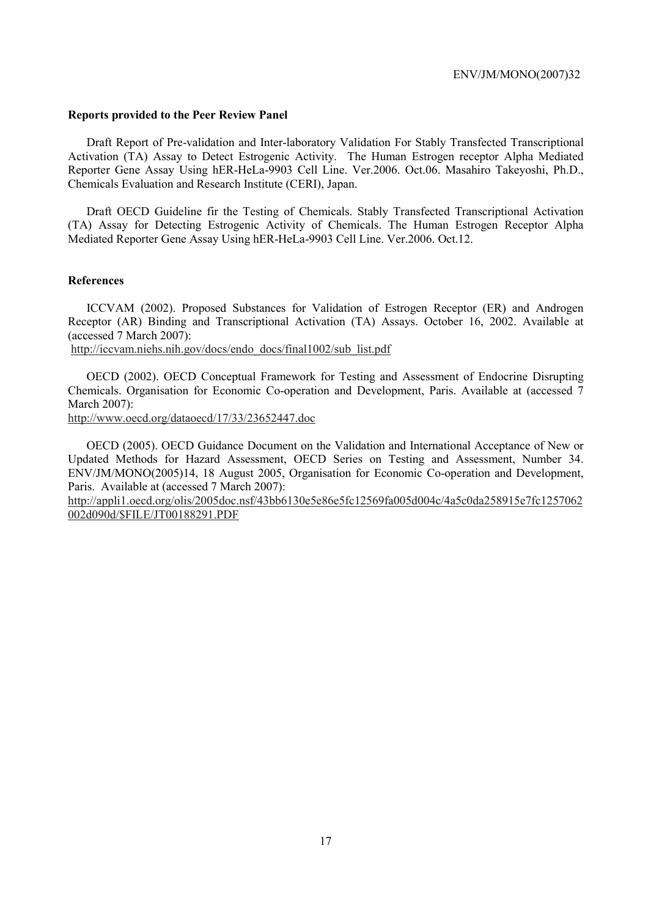**Reports provided to the Peer Review Panel**

Draft Report of Pre-validation and Inter-laboratory Validation For Stably Transfected Transcriptional Activation (TA) Assay to Detect Estrogenic Activity. The Human Estrogen receptor Alpha Mediated Reporter Gene Assay Using hER-HeLa-9903 Cell Line. Ver.2006. Oct.06. Masahiro Takeyoshi, Ph.D., Chemicals Evaluation and Research Institute (CERI), Japan.

Draft OECD Guideline fir the Testing of Chemicals. Stably Transfected Transcriptional Activation (TA) Assay for Detecting Estrogenic Activity of Chemicals. The Human Estrogen Receptor Alpha Mediated Reporter Gene Assay Using hER-HeLa-9903 Cell Line. Ver.2006. Oct.12.

**References**

ICCVAM (2002). Proposed Substances for Validation of Estrogen Receptor (ER) and Androgen Receptor (AR) Binding and Transcriptional Activation (TA) Assays. October 16, 2002. Available at (accessed 7 March 2007):
http://iccvam.niehs.nih.gov/docs/endo_docs/final1002/sub_list.pdf

OECD (2002). OECD Conceptual Framework for Testing and Assessment of Endocrine Disrupting Chemicals. Organisation for Economic Co-operation and Development, Paris. Available at (accessed 7 March 2007):
http://www.oecd.org/dataoecd/17/33/23652447.doc

OECD (2005). OECD Guidance Document on the Validation and International Acceptance of New or Updated Methods for Hazard Assessment, OECD Series on Testing and Assessment, Number 34. ENV/JM/MONO(2005)14, 18 August 2005, Organisation for Economic Co-operation and Development, Paris. Available at (accessed 7 March 2007):
http://appli1.oecd.org/olis/2005doc.nsf/43bb6130e5e86e5fc12569fa005d004c/4a5c0da258915e7fc1257062002d090d/$FILE/JT00188291.PDF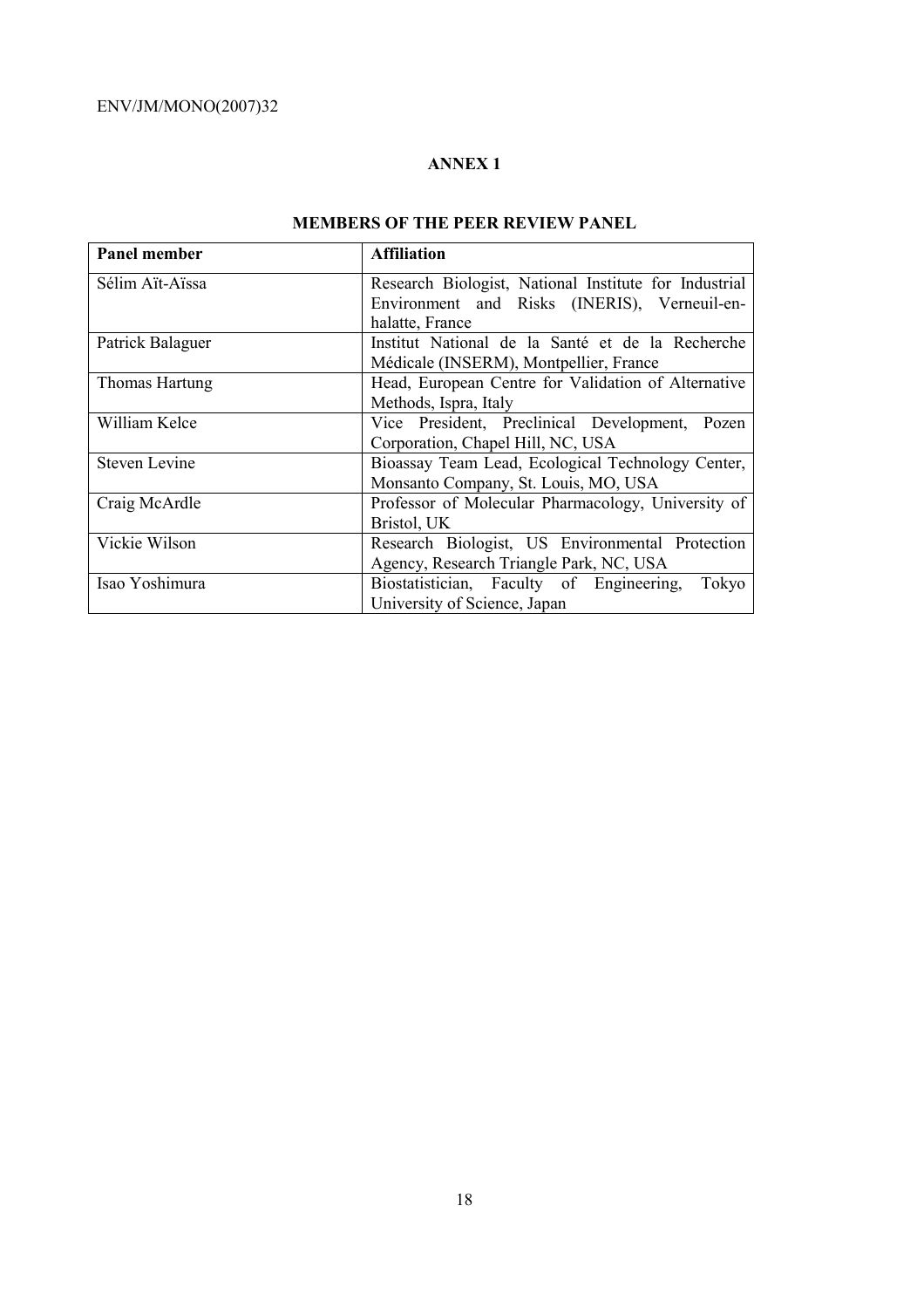## ANNEX 1

### MEMBERS OF THE PEER REVIEW PANEL

| Panel member | Affiliation |
|---|---|
| Sélim Aït-Aïssa | Research Biologist, National Institute for Industrial Environment and Risks (INERIS), Verneuil-en-halatte, France |
| Patrick Balaguer | Institut National de la Santé et de la Recherche Médicale (INSERM), Montpellier, France |
| Thomas Hartung | Head, European Centre for Validation of Alternative Methods, Ispra, Italy |
| William Kelce | Vice President, Preclinical Development, Pozen Corporation, Chapel Hill, NC, USA |
| Steven Levine | Bioassay Team Lead, Ecological Technology Center, Monsanto Company, St. Louis, MO, USA |
| Craig McArdle | Professor of Molecular Pharmacology, University of Bristol, UK |
| Vickie Wilson | Research Biologist, US Environmental Protection Agency, Research Triangle Park, NC, USA |
| Isao Yoshimura | Biostatistician, Faculty of Engineering, Tokyo University of Science, Japan |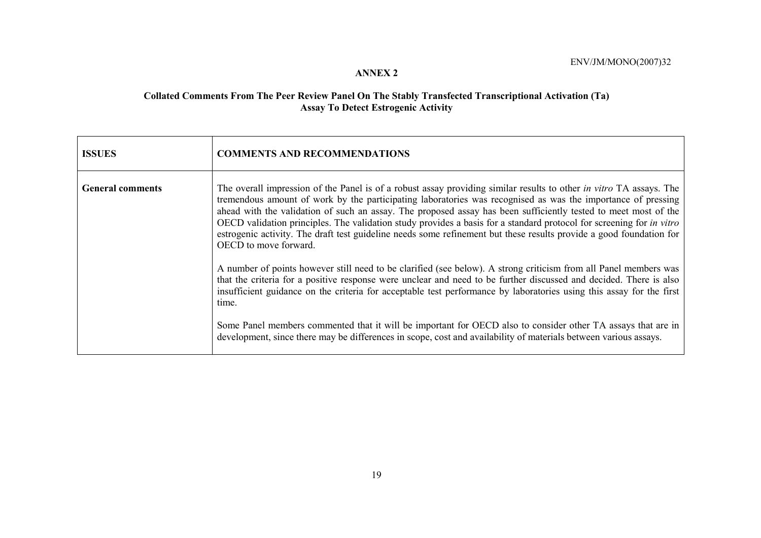**ANNEX 2**

**Collated Comments From The Peer Review Panel On The Stably Transfected Transcriptional Activation (Ta) Assay To Detect Estrogenic Activity**

| **ISSUES** | **COMMENTS AND RECOMMENDATIONS** |
|---|---|
| **General comments** | The overall impression of the Panel is of a robust assay providing similar results to other *in vitro* TA assays. The tremendous amount of work by the participating laboratories was recognised as was the importance of pressing ahead with the validation of such an assay. The proposed assay has been sufficiently tested to meet most of the OECD validation principles. The validation study provides a basis for a standard protocol for screening for *in vitro* estrogenic activity. The draft test guideline needs some refinement but these results provide a good foundation for OECD to move forward.<br><br>A number of points however still need to be clarified (see below). A strong criticism from all Panel members was that the criteria for a positive response were unclear and need to be further discussed and decided. There is also insufficient guidance on the criteria for acceptable test performance by laboratories using this assay for the first time.<br><br>Some Panel members commented that it will be important for OECD also to consider other TA assays that are in development, since there may be differences in scope, cost and availability of materials between various assays. |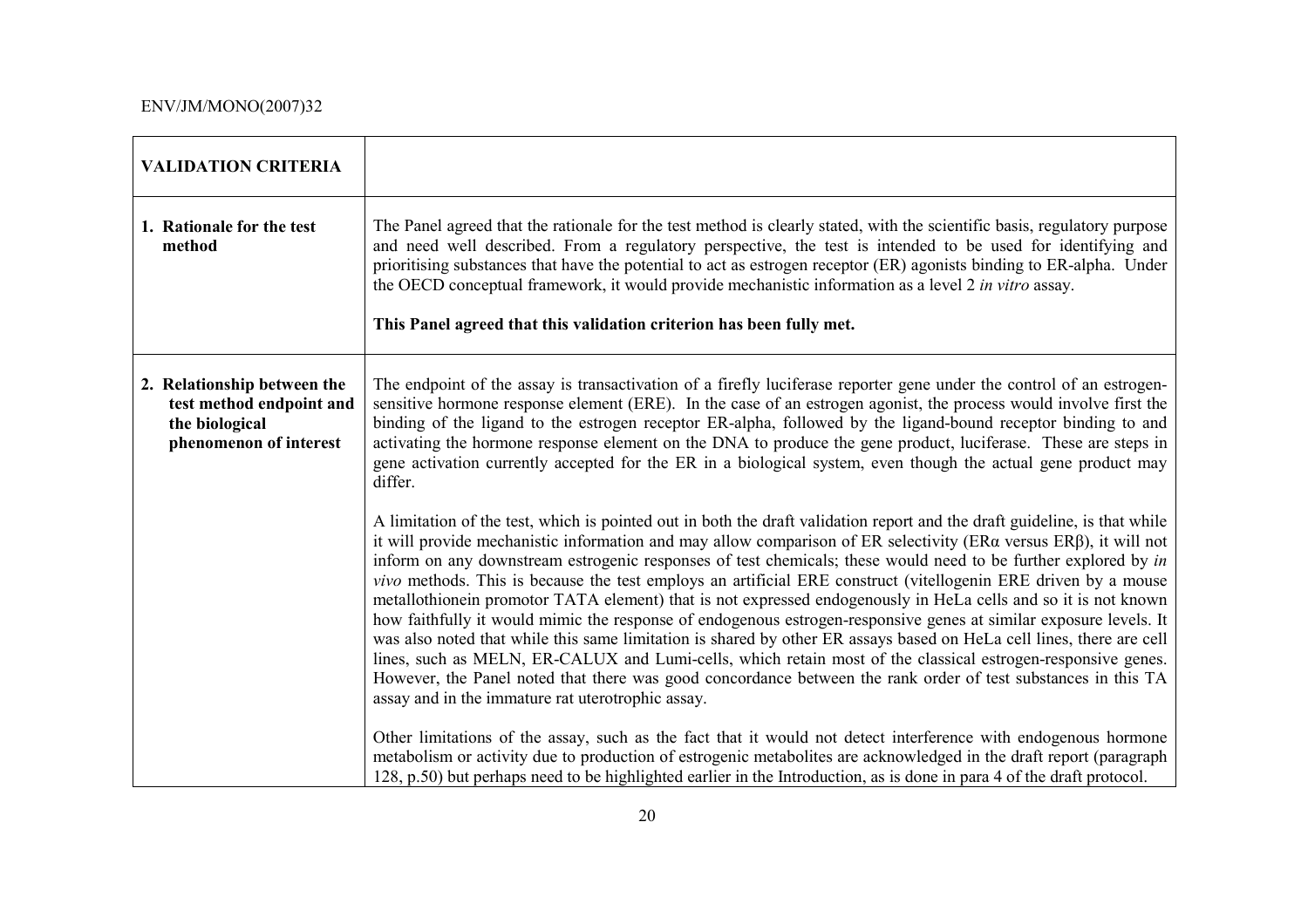| VALIDATION CRITERIA | |
|---|---|
| **1. Rationale for the test method** | The Panel agreed that the rationale for the test method is clearly stated, with the scientific basis, regulatory purpose and need well described. From a regulatory perspective, the test is intended to be used for identifying and prioritising substances that have the potential to act as estrogen receptor (ER) agonists binding to ER-alpha. Under the OECD conceptual framework, it would provide mechanistic information as a level 2 *in vitro* assay.<br><br>**This Panel agreed that this validation criterion has been fully met.** |
| **2. Relationship between the test method endpoint and the biological phenomenon of interest** | The endpoint of the assay is transactivation of a firefly luciferase reporter gene under the control of an estrogen-sensitive hormone response element (ERE). In the case of an estrogen agonist, the process would involve first the binding of the ligand to the estrogen receptor ER-alpha, followed by the ligand-bound receptor binding to and activating the hormone response element on the DNA to produce the gene product, luciferase. These are steps in gene activation currently accepted for the ER in a biological system, even though the actual gene product may differ.<br><br>A limitation of the test, which is pointed out in both the draft validation report and the draft guideline, is that while it will provide mechanistic information and may allow comparison of ER selectivity (ERα versus ERβ), it will not inform on any downstream estrogenic responses of test chemicals; these would need to be further explored by *in vivo* methods. This is because the test employs an artificial ERE construct (vitellogenin ERE driven by a mouse metallothionein promotor TATA element) that is not expressed endogenously in HeLa cells and so it is not known how faithfully it would mimic the response of endogenous estrogen-responsive genes at similar exposure levels. It was also noted that while this same limitation is shared by other ER assays based on HeLa cell lines, there are cell lines, such as MELN, ER-CALUX and Lumi-cells, which retain most of the classical estrogen-responsive genes. However, the Panel noted that there was good concordance between the rank order of test substances in this TA assay and in the immature rat uterotrophic assay.<br><br>Other limitations of the assay, such as the fact that it would not detect interference with endogenous hormone metabolism or activity due to production of estrogenic metabolites are acknowledged in the draft report (paragraph 128, p.50) but perhaps need to be highlighted earlier in the Introduction, as is done in para 4 of the draft protocol. |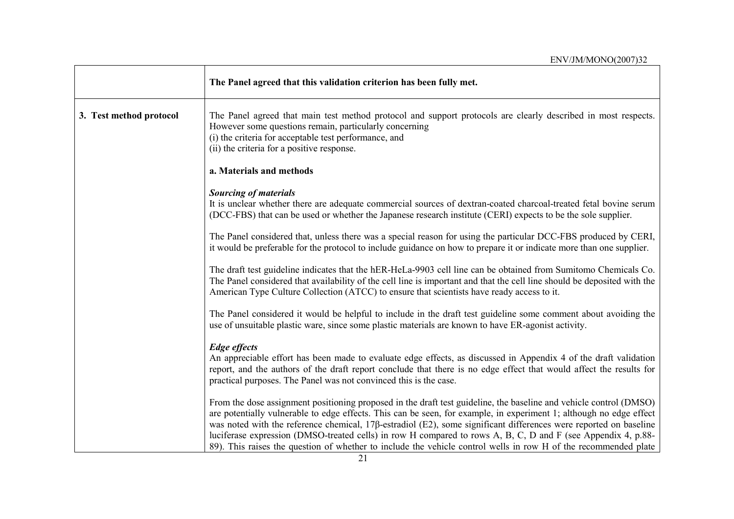| | |
|---|---|
| | **The Panel agreed that this validation criterion has been fully met.** |
| **3. Test method protocol** | The Panel agreed that main test method protocol and support protocols are clearly described in most respects. However some questions remain, particularly concerning<br>(i) the criteria for acceptable test performance, and<br>(ii) the criteria for a positive response.<br><br>**a. Materials and methods**<br><br>***Sourcing of materials***<br>It is unclear whether there are adequate commercial sources of dextran-coated charcoal-treated fetal bovine serum (DCC-FBS) that can be used or whether the Japanese research institute (CERI) expects to be the sole supplier.<br><br>The Panel considered that, unless there was a special reason for using the particular DCC-FBS produced by CERI, it would be preferable for the protocol to include guidance on how to prepare it or indicate more than one supplier.<br><br>The draft test guideline indicates that the hER-HeLa-9903 cell line can be obtained from Sumitomo Chemicals Co. The Panel considered that availability of the cell line is important and that the cell line should be deposited with the American Type Culture Collection (ATCC) to ensure that scientists have ready access to it.<br><br>The Panel considered it would be helpful to include in the draft test guideline some comment about avoiding the use of unsuitable plastic ware, since some plastic materials are known to have ER-agonist activity.<br><br>***Edge effects***<br>An appreciable effort has been made to evaluate edge effects, as discussed in Appendix 4 of the draft validation report, and the authors of the draft report conclude that there is no edge effect that would affect the results for practical purposes. The Panel was not convinced this is the case.<br><br>From the dose assignment positioning proposed in the draft test guideline, the baseline and vehicle control (DMSO) are potentially vulnerable to edge effects. This can be seen, for example, in experiment 1; although no edge effect was noted with the reference chemical, 17β-estradiol (E2), some significant differences were reported on baseline luciferase expression (DMSO-treated cells) in row H compared to rows A, B, C, D and F (see Appendix 4, p.88-89). This raises the question of whether to include the vehicle control wells in row H of the recommended plate |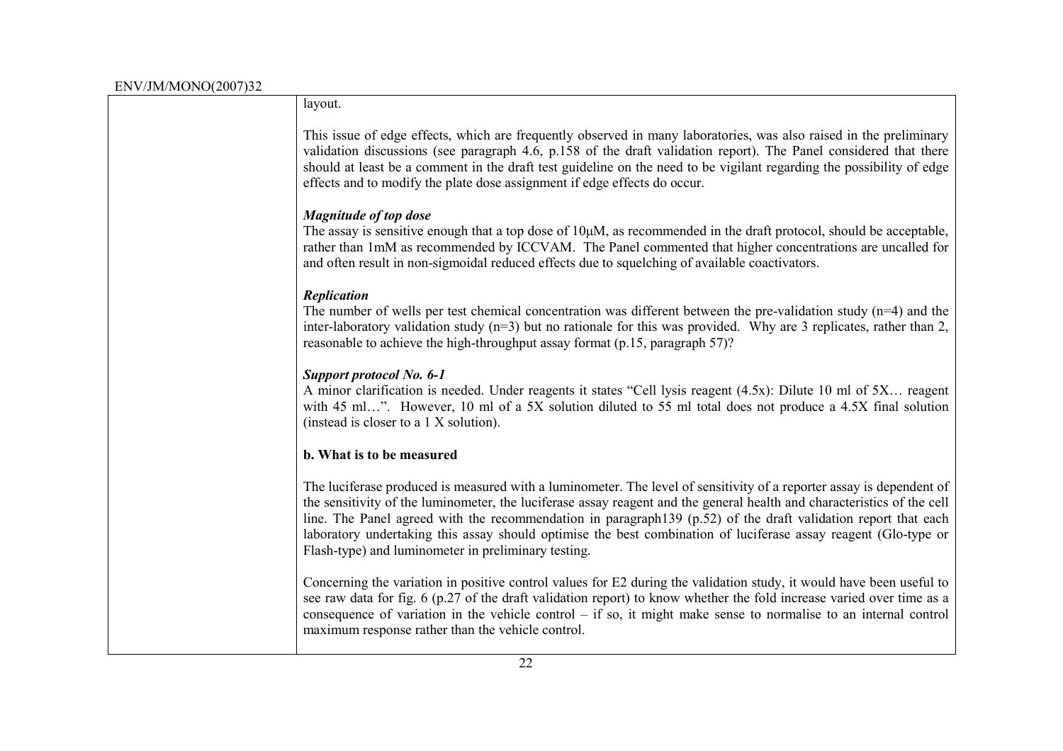layout.

This issue of edge effects, which are frequently observed in many laboratories, was also raised in the preliminary validation discussions (see paragraph 4.6, p.158 of the draft validation report). The Panel considered that there should at least be a comment in the draft test guideline on the need to be vigilant regarding the possibility of edge effects and to modify the plate dose assignment if edge effects do occur.

***Magnitude of top dose***

The assay is sensitive enough that a top dose of 10μM, as recommended in the draft protocol, should be acceptable, rather than 1mM as recommended by ICCVAM. The Panel commented that higher concentrations are uncalled for and often result in non-sigmoidal reduced effects due to squelching of available coactivators.

***Replication***

The number of wells per test chemical concentration was different between the pre-validation study (n=4) and the inter-laboratory validation study (n=3) but no rationale for this was provided. Why are 3 replicates, rather than 2, reasonable to achieve the high-throughput assay format (p.15, paragraph 57)?

***Support protocol No. 6-1***

A minor clarification is needed. Under reagents it states "Cell lysis reagent (4.5x): Dilute 10 ml of 5X… reagent with 45 ml…". However, 10 ml of a 5X solution diluted to 55 ml total does not produce a 4.5X final solution (instead is closer to a 1 X solution).

**b. What is to be measured**

The luciferase produced is measured with a luminometer. The level of sensitivity of a reporter assay is dependent of the sensitivity of the luminometer, the luciferase assay reagent and the general health and characteristics of the cell line. The Panel agreed with the recommendation in paragraph139 (p.52) of the draft validation report that each laboratory undertaking this assay should optimise the best combination of luciferase assay reagent (Glo-type or Flash-type) and luminometer in preliminary testing.

Concerning the variation in positive control values for E2 during the validation study, it would have been useful to see raw data for fig. 6 (p.27 of the draft validation report) to know whether the fold increase varied over time as a consequence of variation in the vehicle control – if so, it might make sense to normalise to an internal control maximum response rather than the vehicle control.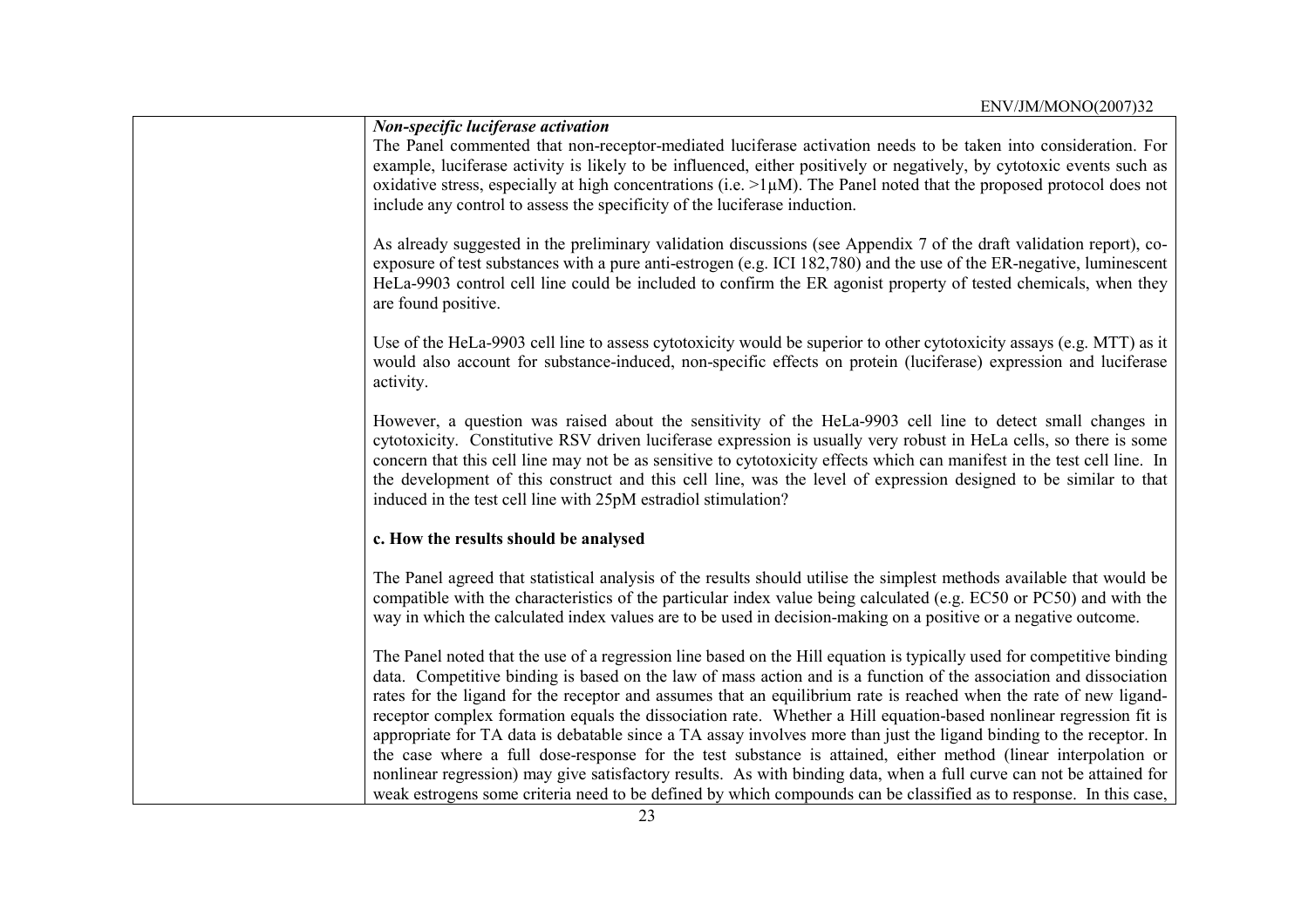***Non-specific luciferase activation***

The Panel commented that non-receptor-mediated luciferase activation needs to be taken into consideration. For example, luciferase activity is likely to be influenced, either positively or negatively, by cytotoxic events such as oxidative stress, especially at high concentrations (i.e. >1µM). The Panel noted that the proposed protocol does not include any control to assess the specificity of the luciferase induction.

As already suggested in the preliminary validation discussions (see Appendix 7 of the draft validation report), co-exposure of test substances with a pure anti-estrogen (e.g. ICI 182,780) and the use of the ER-negative, luminescent HeLa-9903 control cell line could be included to confirm the ER agonist property of tested chemicals, when they are found positive.

Use of the HeLa-9903 cell line to assess cytotoxicity would be superior to other cytotoxicity assays (e.g. MTT) as it would also account for substance-induced, non-specific effects on protein (luciferase) expression and luciferase activity.

However, a question was raised about the sensitivity of the HeLa-9903 cell line to detect small changes in cytotoxicity. Constitutive RSV driven luciferase expression is usually very robust in HeLa cells, so there is some concern that this cell line may not be as sensitive to cytotoxicity effects which can manifest in the test cell line. In the development of this construct and this cell line, was the level of expression designed to be similar to that induced in the test cell line with 25pM estradiol stimulation?

**c. How the results should be analysed**

The Panel agreed that statistical analysis of the results should utilise the simplest methods available that would be compatible with the characteristics of the particular index value being calculated (e.g. EC50 or PC50) and with the way in which the calculated index values are to be used in decision-making on a positive or a negative outcome.

The Panel noted that the use of a regression line based on the Hill equation is typically used for competitive binding data. Competitive binding is based on the law of mass action and is a function of the association and dissociation rates for the ligand for the receptor and assumes that an equilibrium rate is reached when the rate of new ligand-receptor complex formation equals the dissociation rate. Whether a Hill equation-based nonlinear regression fit is appropriate for TA data is debatable since a TA assay involves more than just the ligand binding to the receptor. In the case where a full dose-response for the test substance is attained, either method (linear interpolation or nonlinear regression) may give satisfactory results. As with binding data, when a full curve can not be attained for weak estrogens some criteria need to be defined by which compounds can be classified as to response. In this case,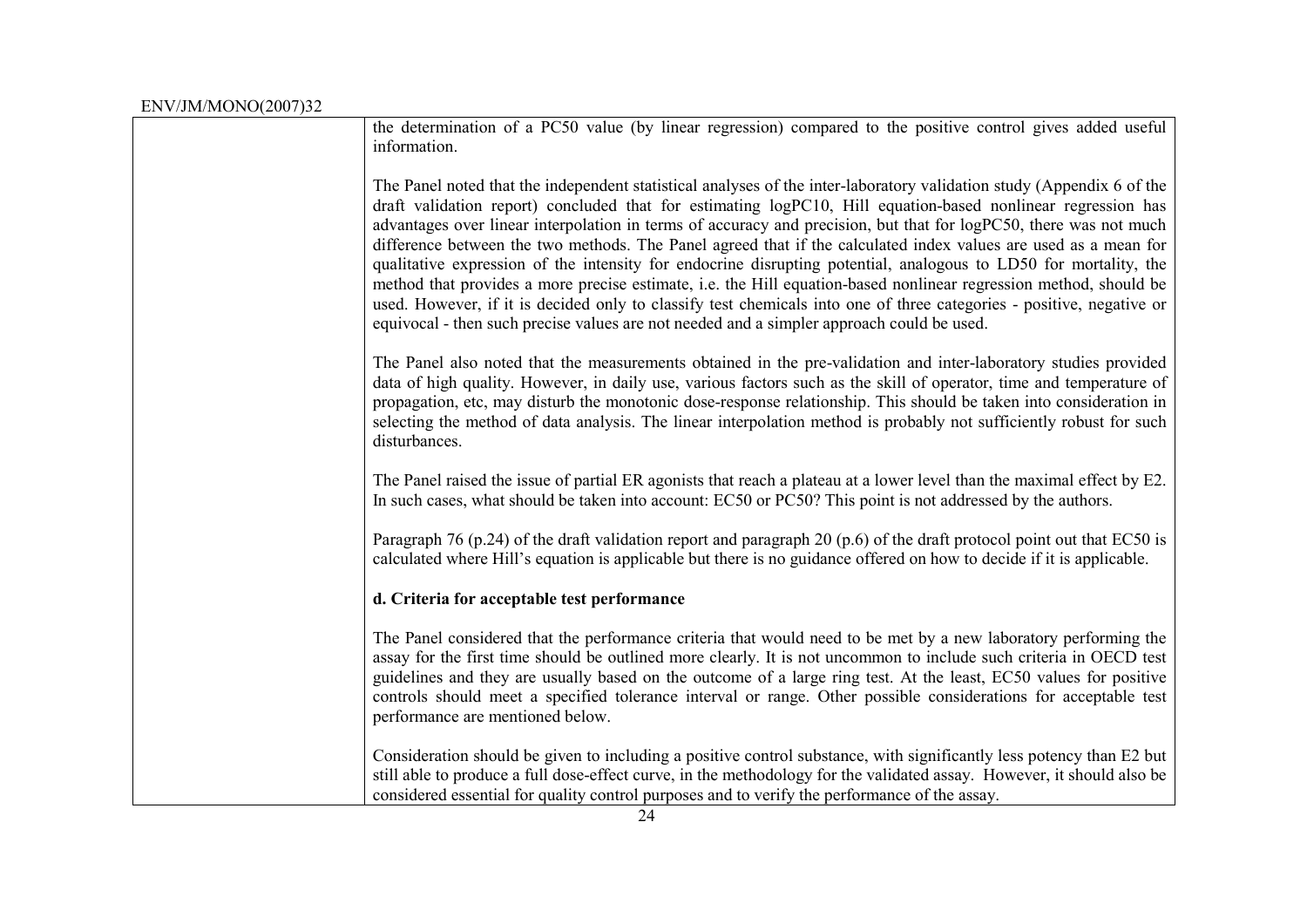the determination of a PC50 value (by linear regression) compared to the positive control gives added useful information.

The Panel noted that the independent statistical analyses of the inter-laboratory validation study (Appendix 6 of the draft validation report) concluded that for estimating logPC10, Hill equation-based nonlinear regression has advantages over linear interpolation in terms of accuracy and precision, but that for logPC50, there was not much difference between the two methods. The Panel agreed that if the calculated index values are used as a mean for qualitative expression of the intensity for endocrine disrupting potential, analogous to LD50 for mortality, the method that provides a more precise estimate, i.e. the Hill equation-based nonlinear regression method, should be used. However, if it is decided only to classify test chemicals into one of three categories - positive, negative or equivocal - then such precise values are not needed and a simpler approach could be used.

The Panel also noted that the measurements obtained in the pre-validation and inter-laboratory studies provided data of high quality. However, in daily use, various factors such as the skill of operator, time and temperature of propagation, etc, may disturb the monotonic dose-response relationship. This should be taken into consideration in selecting the method of data analysis. The linear interpolation method is probably not sufficiently robust for such disturbances.

The Panel raised the issue of partial ER agonists that reach a plateau at a lower level than the maximal effect by E2. In such cases, what should be taken into account: EC50 or PC50? This point is not addressed by the authors.

Paragraph 76 (p.24) of the draft validation report and paragraph 20 (p.6) of the draft protocol point out that EC50 is calculated where Hill's equation is applicable but there is no guidance offered on how to decide if it is applicable.

**d. Criteria for acceptable test performance**

The Panel considered that the performance criteria that would need to be met by a new laboratory performing the assay for the first time should be outlined more clearly. It is not uncommon to include such criteria in OECD test guidelines and they are usually based on the outcome of a large ring test. At the least, EC50 values for positive controls should meet a specified tolerance interval or range. Other possible considerations for acceptable test performance are mentioned below.

Consideration should be given to including a positive control substance, with significantly less potency than E2 but still able to produce a full dose-effect curve, in the methodology for the validated assay. However, it should also be considered essential for quality control purposes and to verify the performance of the assay.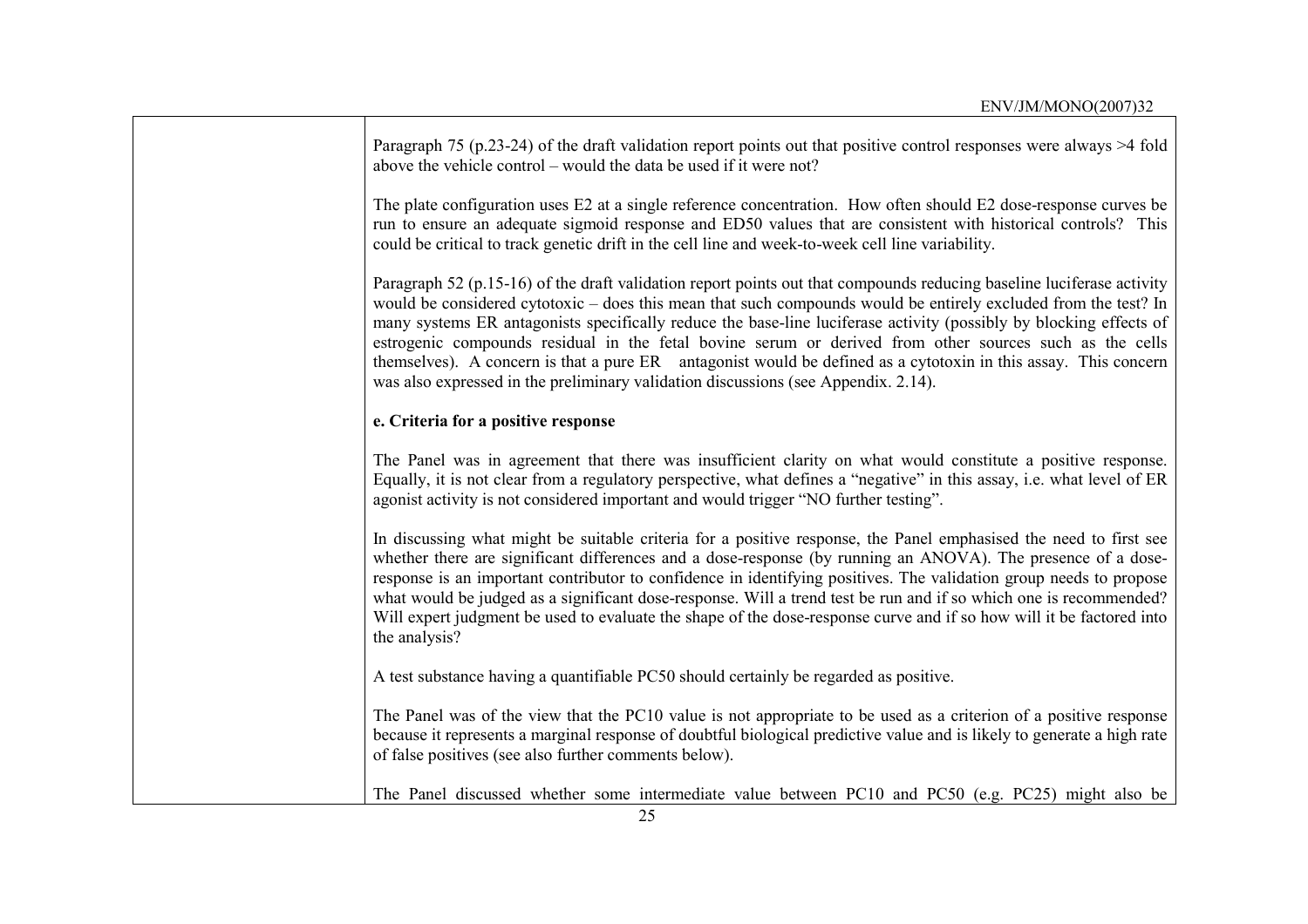Paragraph 75 (p.23-24) of the draft validation report points out that positive control responses were always >4 fold above the vehicle control – would the data be used if it were not?

The plate configuration uses E2 at a single reference concentration. How often should E2 dose-response curves be run to ensure an adequate sigmoid response and ED50 values that are consistent with historical controls? This could be critical to track genetic drift in the cell line and week-to-week cell line variability.

Paragraph 52 (p.15-16) of the draft validation report points out that compounds reducing baseline luciferase activity would be considered cytotoxic – does this mean that such compounds would be entirely excluded from the test? In many systems ER antagonists specifically reduce the base-line luciferase activity (possibly by blocking effects of estrogenic compounds residual in the fetal bovine serum or derived from other sources such as the cells themselves). A concern is that a pure ER antagonist would be defined as a cytotoxin in this assay. This concern was also expressed in the preliminary validation discussions (see Appendix. 2.14).

**e. Criteria for a positive response**

The Panel was in agreement that there was insufficient clarity on what would constitute a positive response. Equally, it is not clear from a regulatory perspective, what defines a "negative" in this assay, i.e. what level of ER agonist activity is not considered important and would trigger "NO further testing".

In discussing what might be suitable criteria for a positive response, the Panel emphasised the need to first see whether there are significant differences and a dose-response (by running an ANOVA). The presence of a dose-response is an important contributor to confidence in identifying positives. The validation group needs to propose what would be judged as a significant dose-response. Will a trend test be run and if so which one is recommended? Will expert judgment be used to evaluate the shape of the dose-response curve and if so how will it be factored into the analysis?

A test substance having a quantifiable PC50 should certainly be regarded as positive.

The Panel was of the view that the PC10 value is not appropriate to be used as a criterion of a positive response because it represents a marginal response of doubtful biological predictive value and is likely to generate a high rate of false positives (see also further comments below).

The Panel discussed whether some intermediate value between PC10 and PC50 (e.g. PC25) might also be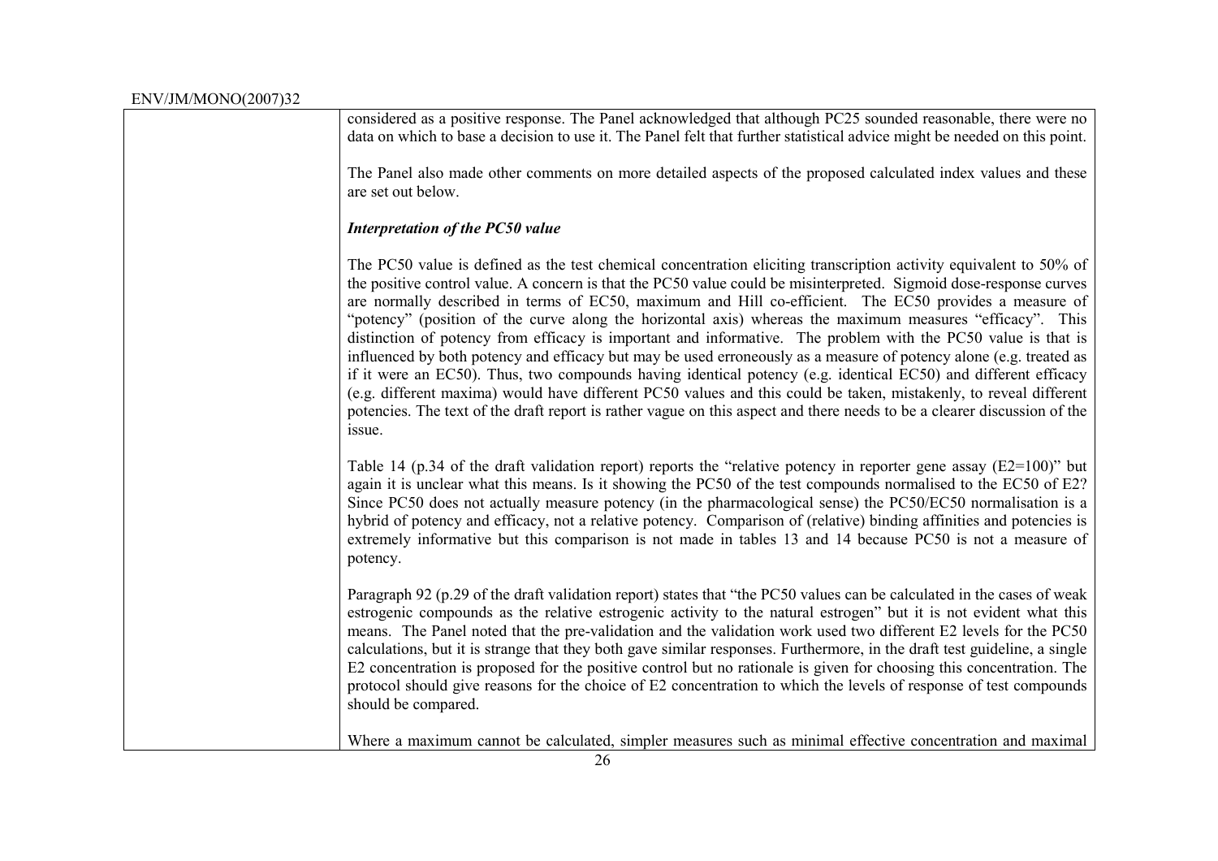| | |
|---|---|
| | considered as a positive response. The Panel acknowledged that although PC25 sounded reasonable, there were no data on which to base a decision to use it. The Panel felt that further statistical advice might be needed on this point.<br><br>The Panel also made other comments on more detailed aspects of the proposed calculated index values and these are set out below.<br><br>***Interpretation of the PC50 value***<br><br>The PC50 value is defined as the test chemical concentration eliciting transcription activity equivalent to 50% of the positive control value. A concern is that the PC50 value could be misinterpreted. Sigmoid dose-response curves are normally described in terms of EC50, maximum and Hill co-efficient. The EC50 provides a measure of "potency" (position of the curve along the horizontal axis) whereas the maximum measures "efficacy". This distinction of potency from efficacy is important and informative. The problem with the PC50 value is that is influenced by both potency and efficacy but may be used erroneously as a measure of potency alone (e.g. treated as if it were an EC50). Thus, two compounds having identical potency (e.g. identical EC50) and different efficacy (e.g. different maxima) would have different PC50 values and this could be taken, mistakenly, to reveal different potencies. The text of the draft report is rather vague on this aspect and there needs to be a clearer discussion of the issue.<br><br>Table 14 (p.34 of the draft validation report) reports the "relative potency in reporter gene assay (E2=100)" but again it is unclear what this means. Is it showing the PC50 of the test compounds normalised to the EC50 of E2? Since PC50 does not actually measure potency (in the pharmacological sense) the PC50/EC50 normalisation is a hybrid of potency and efficacy, not a relative potency. Comparison of (relative) binding affinities and potencies is extremely informative but this comparison is not made in tables 13 and 14 because PC50 is not a measure of potency.<br><br>Paragraph 92 (p.29 of the draft validation report) states that "the PC50 values can be calculated in the cases of weak estrogenic compounds as the relative estrogenic activity to the natural estrogen" but it is not evident what this means. The Panel noted that the pre-validation and the validation work used two different E2 levels for the PC50 calculations, but it is strange that they both gave similar responses. Furthermore, in the draft test guideline, a single E2 concentration is proposed for the positive control but no rationale is given for choosing this concentration. The protocol should give reasons for the choice of E2 concentration to which the levels of response of test compounds should be compared.<br><br>Where a maximum cannot be calculated, simpler measures such as minimal effective concentration and maximal |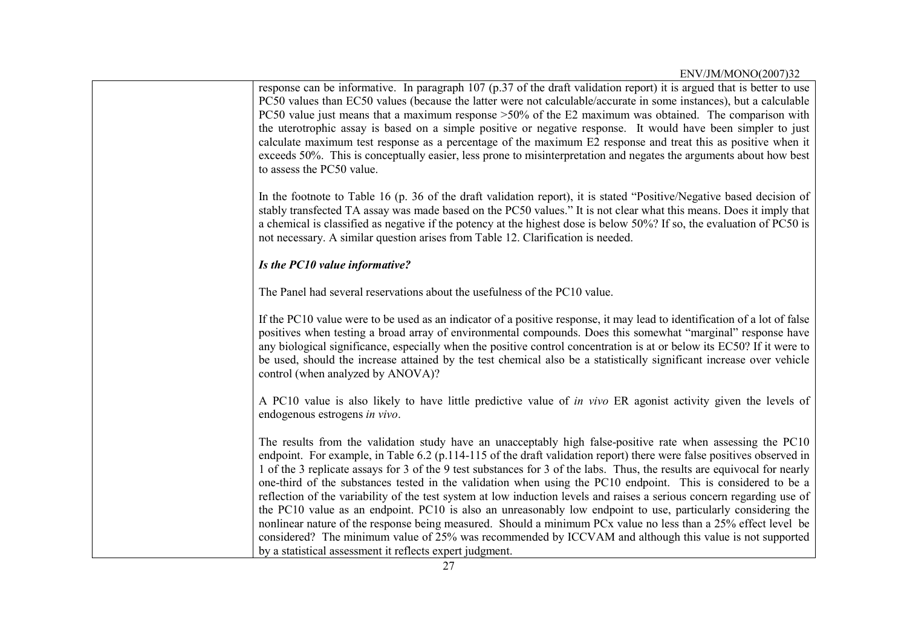response can be informative. In paragraph 107 (p.37 of the draft validation report) it is argued that is better to use PC50 values than EC50 values (because the latter were not calculable/accurate in some instances), but a calculable PC50 value just means that a maximum response >50% of the E2 maximum was obtained. The comparison with the uterotrophic assay is based on a simple positive or negative response. It would have been simpler to just calculate maximum test response as a percentage of the maximum E2 response and treat this as positive when it exceeds 50%. This is conceptually easier, less prone to misinterpretation and negates the arguments about how best to assess the PC50 value.

In the footnote to Table 16 (p. 36 of the draft validation report), it is stated "Positive/Negative based decision of stably transfected TA assay was made based on the PC50 values." It is not clear what this means. Does it imply that a chemical is classified as negative if the potency at the highest dose is below 50%? If so, the evaluation of PC50 is not necessary. A similar question arises from Table 12. Clarification is needed.

***Is the PC10 value informative?***

The Panel had several reservations about the usefulness of the PC10 value.

If the PC10 value were to be used as an indicator of a positive response, it may lead to identification of a lot of false positives when testing a broad array of environmental compounds. Does this somewhat "marginal" response have any biological significance, especially when the positive control concentration is at or below its EC50? If it were to be used, should the increase attained by the test chemical also be a statistically significant increase over vehicle control (when analyzed by ANOVA)?

A PC10 value is also likely to have little predictive value of *in vivo* ER agonist activity given the levels of endogenous estrogens *in vivo*.

The results from the validation study have an unacceptably high false-positive rate when assessing the PC10 endpoint. For example, in Table 6.2 (p.114-115 of the draft validation report) there were false positives observed in 1 of the 3 replicate assays for 3 of the 9 test substances for 3 of the labs. Thus, the results are equivocal for nearly one-third of the substances tested in the validation when using the PC10 endpoint. This is considered to be a reflection of the variability of the test system at low induction levels and raises a serious concern regarding use of the PC10 value as an endpoint. PC10 is also an unreasonably low endpoint to use, particularly considering the nonlinear nature of the response being measured. Should a minimum PCx value no less than a 25% effect level be considered? The minimum value of 25% was recommended by ICCVAM and although this value is not supported by a statistical assessment it reflects expert judgment.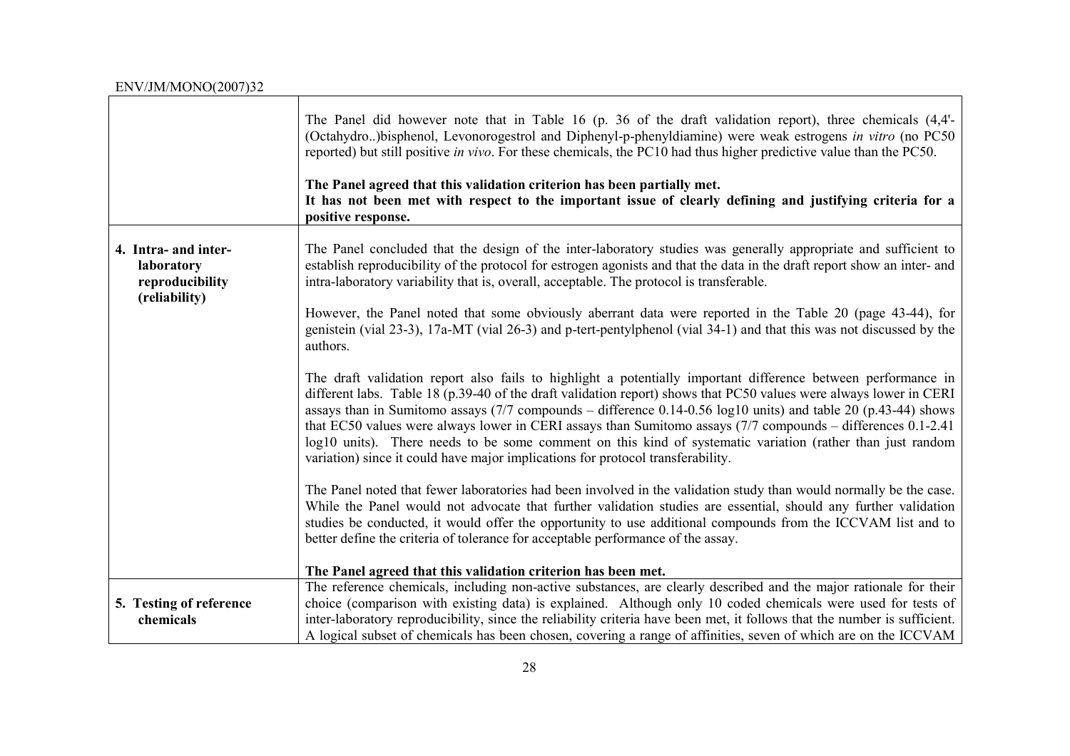| | |
|---|---|
| | The Panel did however note that in Table 16 (p. 36 of the draft validation report), three chemicals (4,4'-(Octahydro..)bisphenol, Levonorogestrol and Diphenyl-p-phenyldiamine) were weak estrogens *in vitro* (no PC50 reported) but still positive *in vivo*. For these chemicals, the PC10 had thus higher predictive value than the PC50.<br><br>**The Panel agreed that this validation criterion has been partially met.**<br>**It has not been met with respect to the important issue of clearly defining and justifying criteria for a positive response.** |
| **4. Intra- and inter-laboratory reproducibility (reliability)** | The Panel concluded that the design of the inter-laboratory studies was generally appropriate and sufficient to establish reproducibility of the protocol for estrogen agonists and that the data in the draft report show an inter- and intra-laboratory variability that is, overall, acceptable. The protocol is transferable.<br><br>However, the Panel noted that some obviously aberrant data were reported in the Table 20 (page 43-44), for genistein (vial 23-3), 17a-MT (vial 26-3) and p-tert-pentylphenol (vial 34-1) and that this was not discussed by the authors.<br><br>The draft validation report also fails to highlight a potentially important difference between performance in different labs. Table 18 (p.39-40 of the draft validation report) shows that PC50 values were always lower in CERI assays than in Sumitomo assays (7/7 compounds – difference 0.14-0.56 log10 units) and table 20 (p.43-44) shows that EC50 values were always lower in CERI assays than Sumitomo assays (7/7 compounds – differences 0.1-2.41 log10 units). There needs to be some comment on this kind of systematic variation (rather than just random variation) since it could have major implications for protocol transferability.<br><br>The Panel noted that fewer laboratories had been involved in the validation study than would normally be the case. While the Panel would not advocate that further validation studies are essential, should any further validation studies be conducted, it would offer the opportunity to use additional compounds from the ICCVAM list and to better define the criteria of tolerance for acceptable performance of the assay.<br><br>**The Panel agreed that this validation criterion has been met.** |
| **5. Testing of reference chemicals** | The reference chemicals, including non-active substances, are clearly described and the major rationale for their choice (comparison with existing data) is explained. Although only 10 coded chemicals were used for tests of inter-laboratory reproducibility, since the reliability criteria have been met, it follows that the number is sufficient. A logical subset of chemicals has been chosen, covering a range of affinities, seven of which are on the ICCVAM |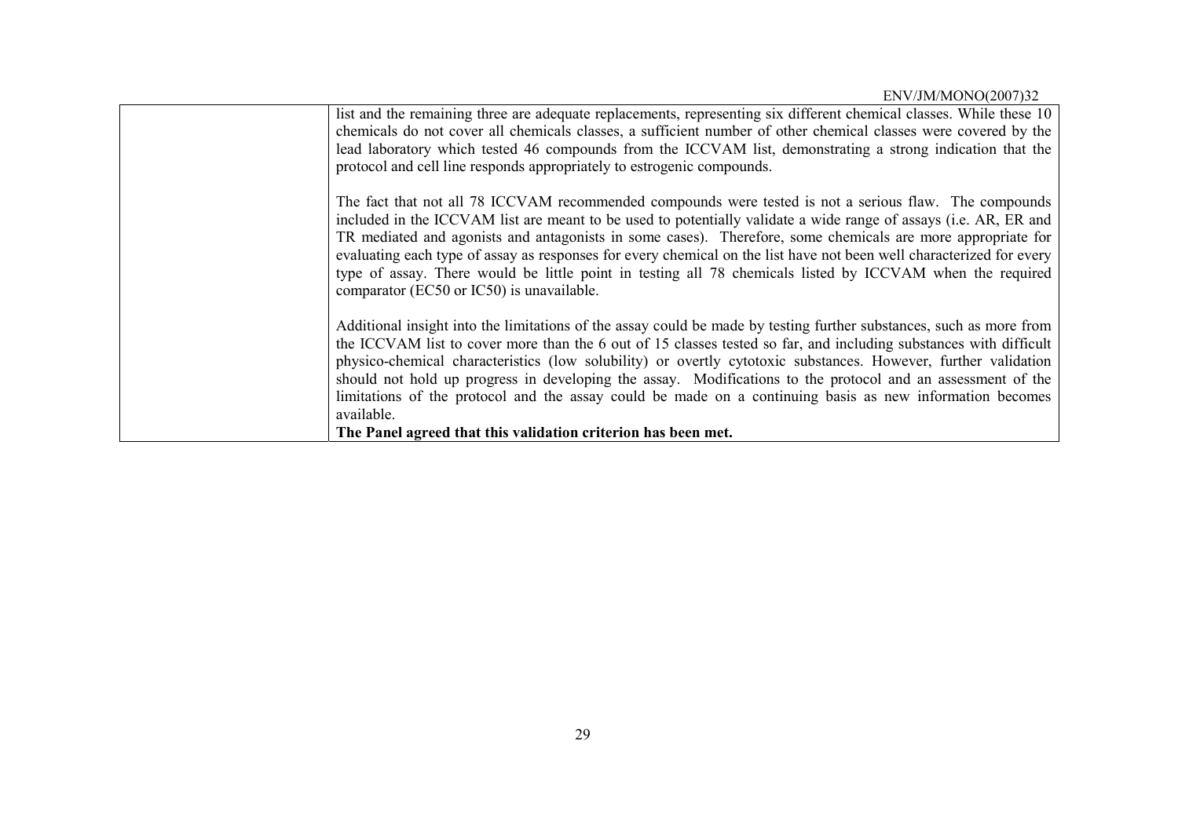| | |
|---|---|
| | list and the remaining three are adequate replacements, representing six different chemical classes. While these 10 chemicals do not cover all chemicals classes, a sufficient number of other chemical classes were covered by the lead laboratory which tested 46 compounds from the ICCVAM list, demonstrating a strong indication that the protocol and cell line responds appropriately to estrogenic compounds.<br><br>The fact that not all 78 ICCVAM recommended compounds were tested is not a serious flaw. The compounds included in the ICCVAM list are meant to be used to potentially validate a wide range of assays (i.e. AR, ER and TR mediated and agonists and antagonists in some cases). Therefore, some chemicals are more appropriate for evaluating each type of assay as responses for every chemical on the list have not been well characterized for every type of assay. There would be little point in testing all 78 chemicals listed by ICCVAM when the required comparator (EC50 or IC50) is unavailable.<br><br>Additional insight into the limitations of the assay could be made by testing further substances, such as more from the ICCVAM list to cover more than the 6 out of 15 classes tested so far, and including substances with difficult physico-chemical characteristics (low solubility) or overtly cytotoxic substances. However, further validation should not hold up progress in developing the assay. Modifications to the protocol and an assessment of the limitations of the protocol and the assay could be made on a continuing basis as new information becomes available.<br>**The Panel agreed that this validation criterion has been met.** |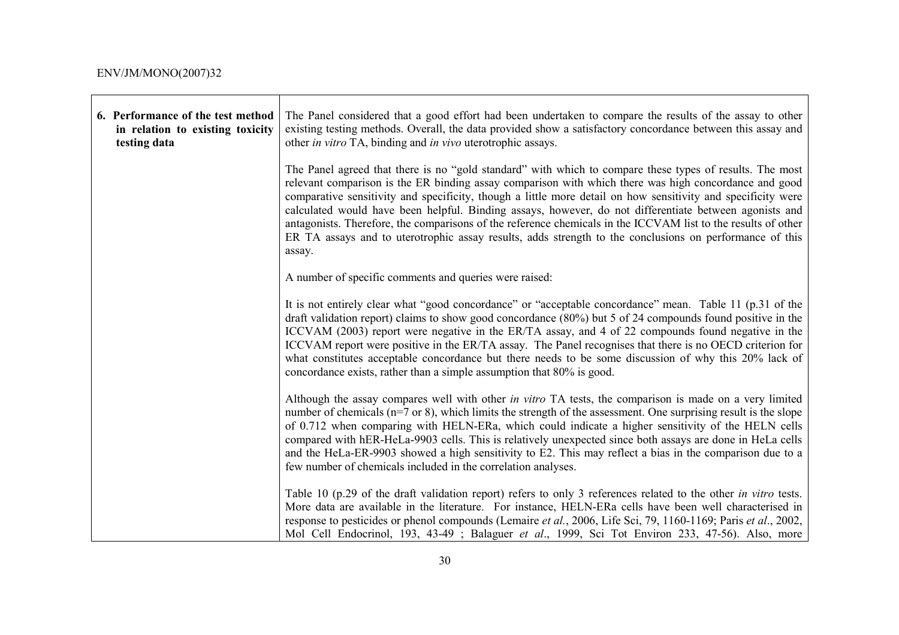| | |
|---|---|
| **6. Performance of the test method in relation to existing toxicity testing data** | The Panel considered that a good effort had been undertaken to compare the results of the assay to other existing testing methods. Overall, the data provided show a satisfactory concordance between this assay and other *in vitro* TA, binding and *in vivo* uterotrophic assays.<br><br>The Panel agreed that there is no "gold standard" with which to compare these types of results. The most relevant comparison is the ER binding assay comparison with which there was high concordance and good comparative sensitivity and specificity, though a little more detail on how sensitivity and specificity were calculated would have been helpful. Binding assays, however, do not differentiate between agonists and antagonists. Therefore, the comparisons of the reference chemicals in the ICCVAM list to the results of other ER TA assays and to uterotrophic assay results, adds strength to the conclusions on performance of this assay.<br><br>A number of specific comments and queries were raised:<br><br>It is not entirely clear what "good concordance" or "acceptable concordance" mean. Table 11 (p.31 of the draft validation report) claims to show good concordance (80%) but 5 of 24 compounds found positive in the ICCVAM (2003) report were negative in the ER/TA assay, and 4 of 22 compounds found negative in the ICCVAM report were positive in the ER/TA assay. The Panel recognises that there is no OECD criterion for what constitutes acceptable concordance but there needs to be some discussion of why this 20% lack of concordance exists, rather than a simple assumption that 80% is good.<br><br>Although the assay compares well with other *in vitro* TA tests, the comparison is made on a very limited number of chemicals (n=7 or 8), which limits the strength of the assessment. One surprising result is the slope of 0.712 when comparing with HELN-ERa, which could indicate a higher sensitivity of the HELN cells compared with hER-HeLa-9903 cells. This is relatively unexpected since both assays are done in HeLa cells and the HeLa-ER-9903 showed a high sensitivity to E2. This may reflect a bias in the comparison due to a few number of chemicals included in the correlation analyses.<br><br>Table 10 (p.29 of the draft validation report) refers to only 3 references related to the other *in vitro* tests. More data are available in the literature. For instance, HELN-ERa cells have been well characterised in response to pesticides or phenol compounds (Lemaire *et al.*, 2006, Life Sci, 79, 1160-1169; Paris *et al*., 2002, Mol Cell Endocrinol, 193, 43-49 ; Balaguer *et al*., 1999, Sci Tot Environ 233, 47-56). Also, more |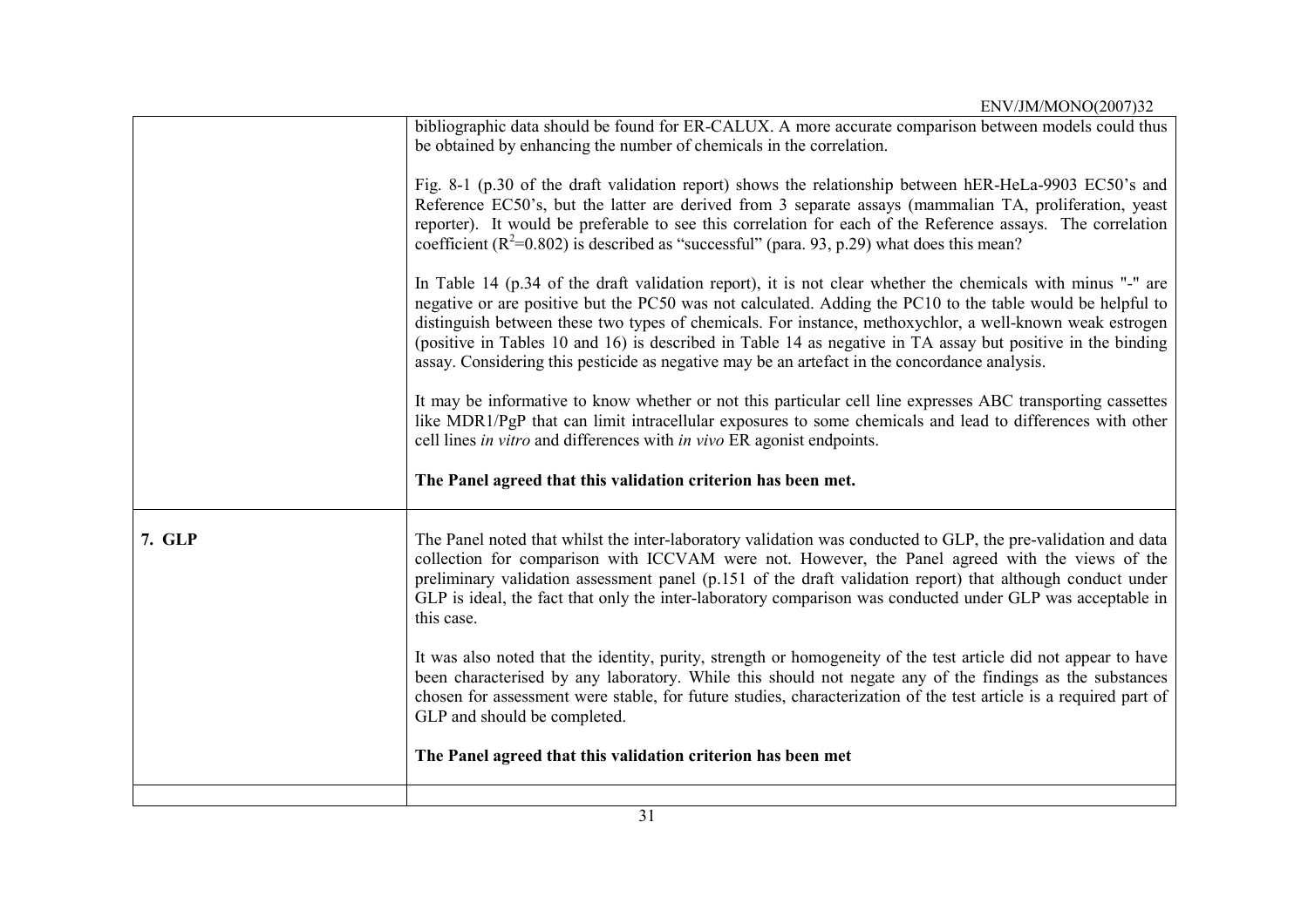| | |
|---|---|
| | bibliographic data should be found for ER-CALUX. A more accurate comparison between models could thus be obtained by enhancing the number of chemicals in the correlation.<br><br>Fig. 8-1 (p.30 of the draft validation report) shows the relationship between hER-HeLa-9903 EC50's and Reference EC50's, but the latter are derived from 3 separate assays (mammalian TA, proliferation, yeast reporter). It would be preferable to see this correlation for each of the Reference assays. The correlation coefficient ($R^2$=0.802) is described as "successful" (para. 93, p.29) what does this mean?<br><br>In Table 14 (p.34 of the draft validation report), it is not clear whether the chemicals with minus "-" are negative or are positive but the PC50 was not calculated. Adding the PC10 to the table would be helpful to distinguish between these two types of chemicals. For instance, methoxychlor, a well-known weak estrogen (positive in Tables 10 and 16) is described in Table 14 as negative in TA assay but positive in the binding assay. Considering this pesticide as negative may be an artefact in the concordance analysis.<br><br>It may be informative to know whether or not this particular cell line expresses ABC transporting cassettes like MDR1/PgP that can limit intracellular exposures to some chemicals and lead to differences with other cell lines *in vitro* and differences with *in vivo* ER agonist endpoints.<br><br>**The Panel agreed that this validation criterion has been met.** |
| **7. GLP** | The Panel noted that whilst the inter-laboratory validation was conducted to GLP, the pre-validation and data collection for comparison with ICCVAM were not. However, the Panel agreed with the views of the preliminary validation assessment panel (p.151 of the draft validation report) that although conduct under GLP is ideal, the fact that only the inter-laboratory comparison was conducted under GLP was acceptable in this case.<br><br>It was also noted that the identity, purity, strength or homogeneity of the test article did not appear to have been characterised by any laboratory. While this should not negate any of the findings as the substances chosen for assessment were stable, for future studies, characterization of the test article is a required part of GLP and should be completed.<br><br>**The Panel agreed that this validation criterion has been met** |
| | |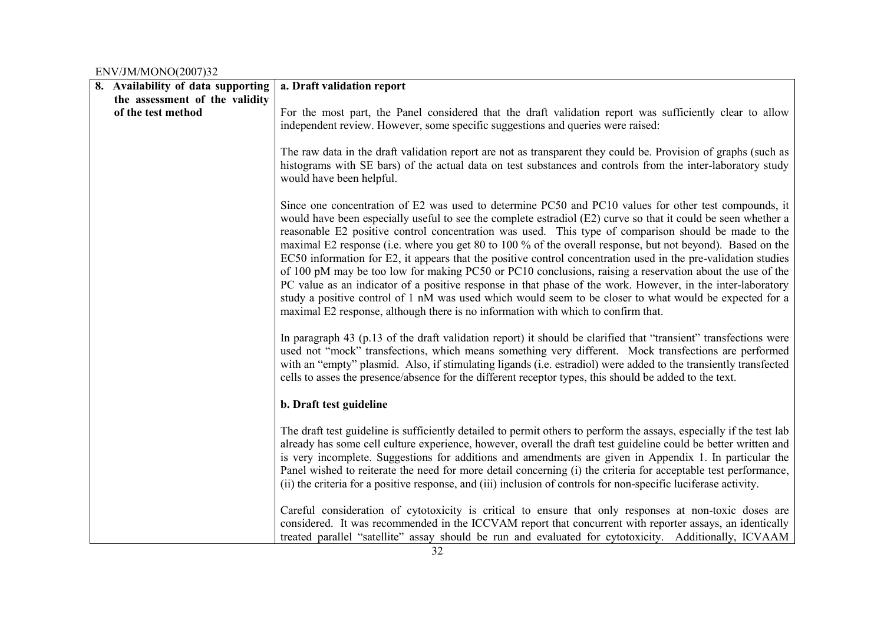| 8. Availability of data supporting the assessment of the validity of the test method | **a. Draft validation report**<br><br>For the most part, the Panel considered that the draft validation report was sufficiently clear to allow independent review. However, some specific suggestions and queries were raised:<br><br>The raw data in the draft validation report are not as transparent they could be. Provision of graphs (such as histograms with SE bars) of the actual data on test substances and controls from the inter-laboratory study would have been helpful.<br><br>Since one concentration of E2 was used to determine PC50 and PC10 values for other test compounds, it would have been especially useful to see the complete estradiol (E2) curve so that it could be seen whether a reasonable E2 positive control concentration was used. This type of comparison should be made to the maximal E2 response (i.e. where you get 80 to 100 % of the overall response, but not beyond). Based on the EC50 information for E2, it appears that the positive control concentration used in the pre-validation studies of 100 pM may be too low for making PC50 or PC10 conclusions, raising a reservation about the use of the PC value as an indicator of a positive response in that phase of the work. However, in the inter-laboratory study a positive control of 1 nM was used which would seem to be closer to what would be expected for a maximal E2 response, although there is no information with which to confirm that.<br><br>In paragraph 43 (p.13 of the draft validation report) it should be clarified that "transient" transfections were used not "mock" transfections, which means something very different. Mock transfections are performed with an "empty" plasmid. Also, if stimulating ligands (i.e. estradiol) were added to the transiently transfected cells to asses the presence/absence for the different receptor types, this should be added to the text.<br><br>**b. Draft test guideline**<br><br>The draft test guideline is sufficiently detailed to permit others to perform the assays, especially if the test lab already has some cell culture experience, however, overall the draft test guideline could be better written and is very incomplete. Suggestions for additions and amendments are given in Appendix 1. In particular the Panel wished to reiterate the need for more detail concerning (i) the criteria for acceptable test performance, (ii) the criteria for a positive response, and (iii) inclusion of controls for non-specific luciferase activity.<br><br>Careful consideration of cytotoxicity is critical to ensure that only responses at non-toxic doses are considered. It was recommended in the ICCVAM report that concurrent with reporter assays, an identically treated parallel "satellite" assay should be run and evaluated for cytotoxicity. Additionally, ICVAAM |
|---|---|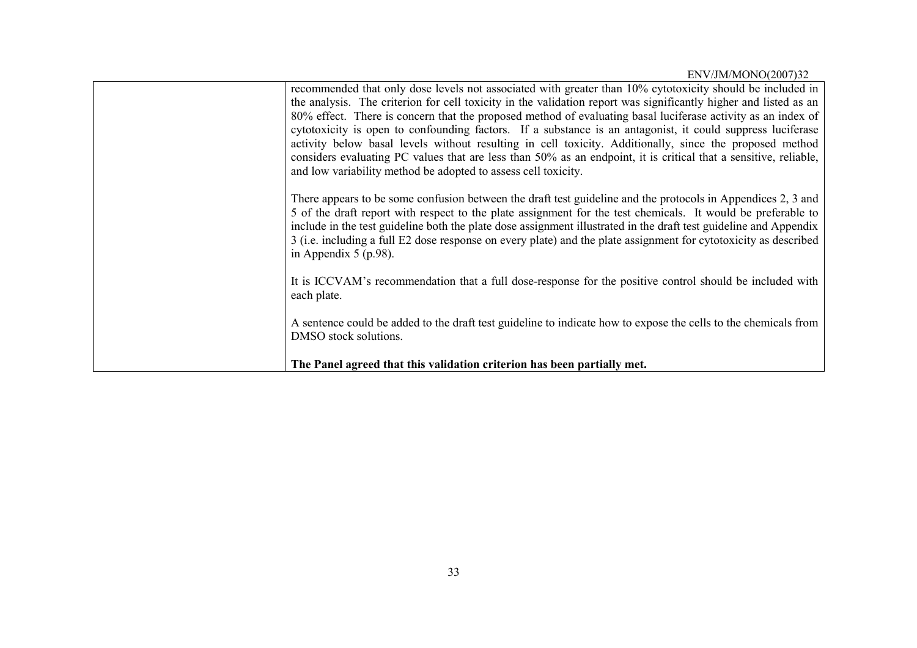| | |
|---|---|
| | recommended that only dose levels not associated with greater than 10% cytotoxicity should be included in the analysis. The criterion for cell toxicity in the validation report was significantly higher and listed as an 80% effect. There is concern that the proposed method of evaluating basal luciferase activity as an index of cytotoxicity is open to confounding factors. If a substance is an antagonist, it could suppress luciferase activity below basal levels without resulting in cell toxicity. Additionally, since the proposed method considers evaluating PC values that are less than 50% as an endpoint, it is critical that a sensitive, reliable, and low variability method be adopted to assess cell toxicity.<br><br>There appears to be some confusion between the draft test guideline and the protocols in Appendices 2, 3 and 5 of the draft report with respect to the plate assignment for the test chemicals. It would be preferable to include in the test guideline both the plate dose assignment illustrated in the draft test guideline and Appendix 3 (i.e. including a full E2 dose response on every plate) and the plate assignment for cytotoxicity as described in Appendix 5 (p.98).<br><br>It is ICCVAM's recommendation that a full dose-response for the positive control should be included with each plate.<br><br>A sentence could be added to the draft test guideline to indicate how to expose the cells to the chemicals from DMSO stock solutions.<br><br>**The Panel agreed that this validation criterion has been partially met.** |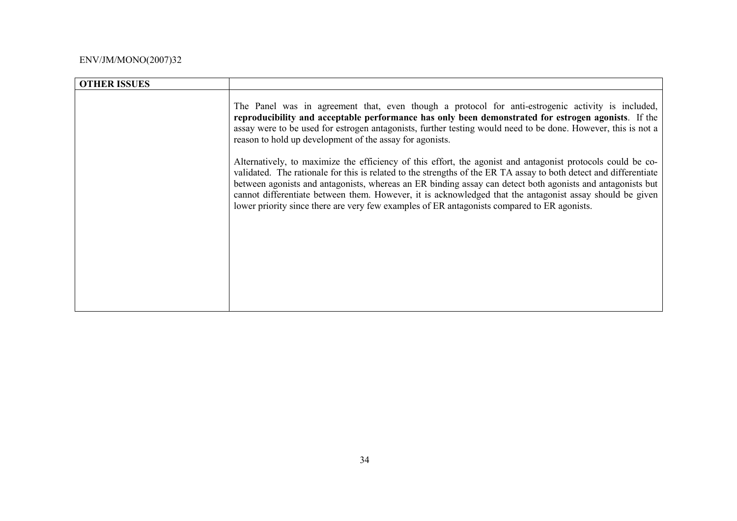| **OTHER ISSUES** | |
|---|---|
| | The Panel was in agreement that, even though a protocol for anti-estrogenic activity is included, **reproducibility and acceptable performance has only been demonstrated for estrogen agonists**. If the assay were to be used for estrogen antagonists, further testing would need to be done. However, this is not a reason to hold up development of the assay for agonists.<br><br>Alternatively, to maximize the efficiency of this effort, the agonist and antagonist protocols could be co-validated. The rationale for this is related to the strengths of the ER TA assay to both detect and differentiate between agonists and antagonists, whereas an ER binding assay can detect both agonists and antagonists but cannot differentiate between them. However, it is acknowledged that the antagonist assay should be given lower priority since there are very few examples of ER antagonists compared to ER agonists. |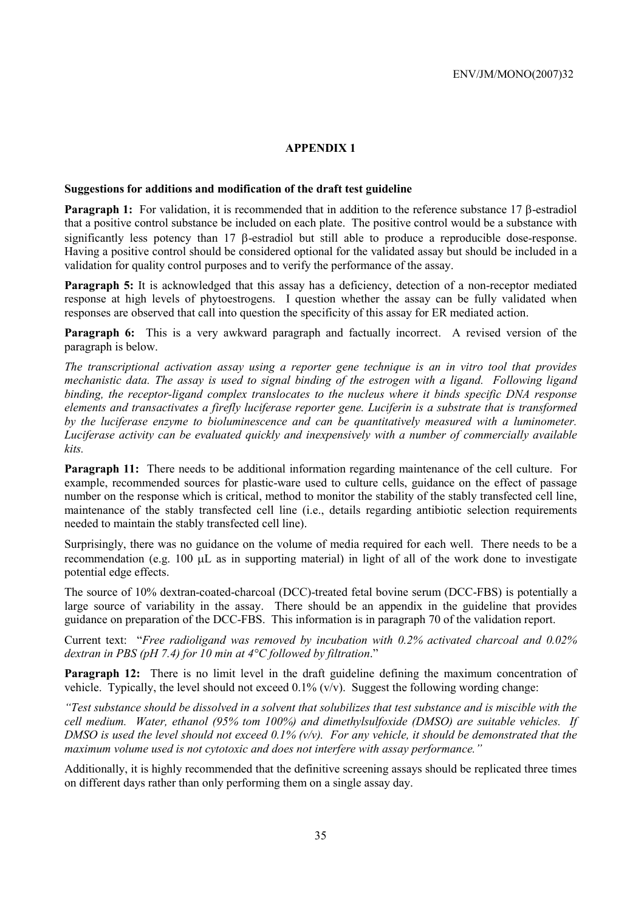## APPENDIX 1

**Suggestions for additions and modification of the draft test guideline**

**Paragraph 1:** For validation, it is recommended that in addition to the reference substance 17 β-estradiol that a positive control substance be included on each plate. The positive control would be a substance with significantly less potency than 17 β-estradiol but still able to produce a reproducible dose-response. Having a positive control should be considered optional for the validated assay but should be included in a validation for quality control purposes and to verify the performance of the assay.

**Paragraph 5:** It is acknowledged that this assay has a deficiency, detection of a non-receptor mediated response at high levels of phytoestrogens. I question whether the assay can be fully validated when responses are observed that call into question the specificity of this assay for ER mediated action.

**Paragraph 6:** This is a very awkward paragraph and factually incorrect. A revised version of the paragraph is below.

*The transcriptional activation assay using a reporter gene technique is an in vitro tool that provides mechanistic data. The assay is used to signal binding of the estrogen with a ligand. Following ligand binding, the receptor-ligand complex translocates to the nucleus where it binds specific DNA response elements and transactivates a firefly luciferase reporter gene. Luciferin is a substrate that is transformed by the luciferase enzyme to bioluminescence and can be quantitatively measured with a luminometer. Luciferase activity can be evaluated quickly and inexpensively with a number of commercially available kits.*

**Paragraph 11:** There needs to be additional information regarding maintenance of the cell culture. For example, recommended sources for plastic-ware used to culture cells, guidance on the effect of passage number on the response which is critical, method to monitor the stability of the stably transfected cell line, maintenance of the stably transfected cell line (i.e., details regarding antibiotic selection requirements needed to maintain the stably transfected cell line).

Surprisingly, there was no guidance on the volume of media required for each well. There needs to be a recommendation (e.g. 100 μL as in supporting material) in light of all of the work done to investigate potential edge effects.

The source of 10% dextran-coated-charcoal (DCC)-treated fetal bovine serum (DCC-FBS) is potentially a large source of variability in the assay. There should be an appendix in the guideline that provides guidance on preparation of the DCC-FBS. This information is in paragraph 70 of the validation report.

Current text: "*Free radioligand was removed by incubation with 0.2% activated charcoal and 0.02% dextran in PBS (pH 7.4) for 10 min at 4°C followed by filtration*."

**Paragraph 12:** There is no limit level in the draft guideline defining the maximum concentration of vehicle. Typically, the level should not exceed 0.1% (v/v). Suggest the following wording change:

*"Test substance should be dissolved in a solvent that solubilizes that test substance and is miscible with the cell medium. Water, ethanol (95% tom 100%) and dimethylsulfoxide (DMSO) are suitable vehicles. If DMSO is used the level should not exceed 0.1% (v/v). For any vehicle, it should be demonstrated that the maximum volume used is not cytotoxic and does not interfere with assay performance."*

Additionally, it is highly recommended that the definitive screening assays should be replicated three times on different days rather than only performing them on a single assay day.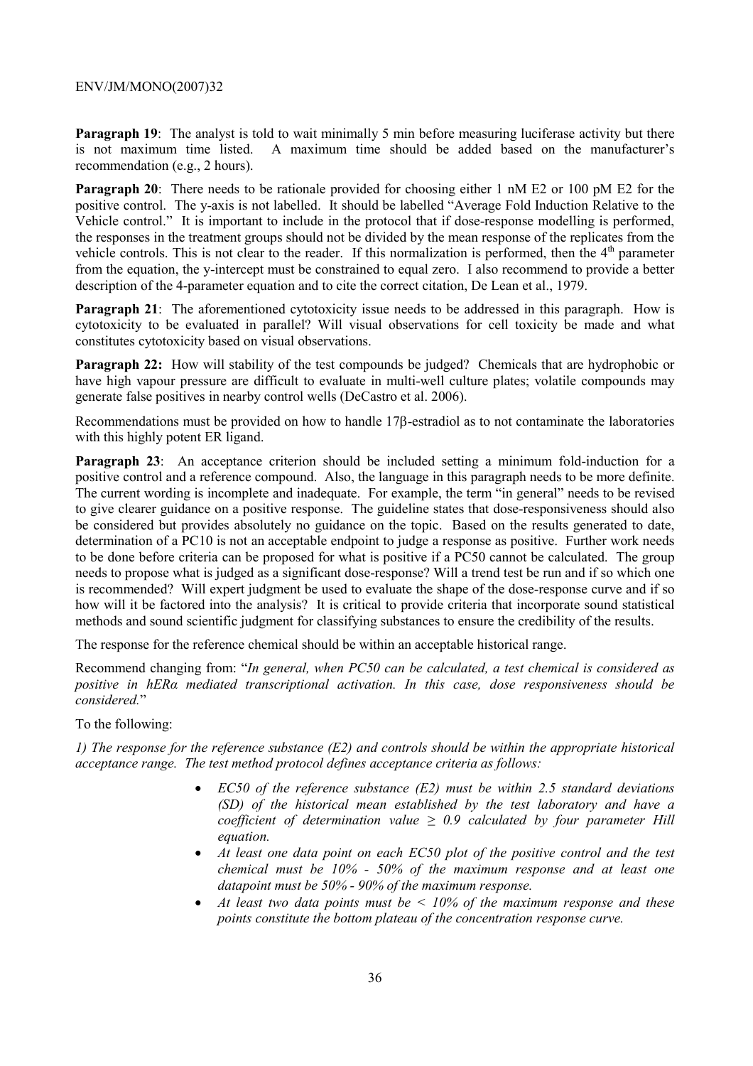**Paragraph 19**: The analyst is told to wait minimally 5 min before measuring luciferase activity but there is not maximum time listed. A maximum time should be added based on the manufacturer's recommendation (e.g., 2 hours).

**Paragraph 20**: There needs to be rationale provided for choosing either 1 nM E2 or 100 pM E2 for the positive control. The y-axis is not labelled. It should be labelled "Average Fold Induction Relative to the Vehicle control." It is important to include in the protocol that if dose-response modelling is performed, the responses in the treatment groups should not be divided by the mean response of the replicates from the vehicle controls. This is not clear to the reader. If this normalization is performed, then the $4^{th}$ parameter from the equation, the y-intercept must be constrained to equal zero. I also recommend to provide a better description of the 4-parameter equation and to cite the correct citation, De Lean et al., 1979.

**Paragraph 21**: The aforementioned cytotoxicity issue needs to be addressed in this paragraph. How is cytotoxicity to be evaluated in parallel? Will visual observations for cell toxicity be made and what constitutes cytotoxicity based on visual observations.

**Paragraph 22:** How will stability of the test compounds be judged? Chemicals that are hydrophobic or have high vapour pressure are difficult to evaluate in multi-well culture plates; volatile compounds may generate false positives in nearby control wells (DeCastro et al. 2006).

Recommendations must be provided on how to handle 17β-estradiol as to not contaminate the laboratories with this highly potent ER ligand.

**Paragraph 23**: An acceptance criterion should be included setting a minimum fold-induction for a positive control and a reference compound. Also, the language in this paragraph needs to be more definite. The current wording is incomplete and inadequate. For example, the term "in general" needs to be revised to give clearer guidance on a positive response. The guideline states that dose-responsiveness should also be considered but provides absolutely no guidance on the topic. Based on the results generated to date, determination of a PC10 is not an acceptable endpoint to judge a response as positive. Further work needs to be done before criteria can be proposed for what is positive if a PC50 cannot be calculated. The group needs to propose what is judged as a significant dose-response? Will a trend test be run and if so which one is recommended? Will expert judgment be used to evaluate the shape of the dose-response curve and if so how will it be factored into the analysis? It is critical to provide criteria that incorporate sound statistical methods and sound scientific judgment for classifying substances to ensure the credibility of the results.

The response for the reference chemical should be within an acceptable historical range.

Recommend changing from: "*In general, when PC50 can be calculated, a test chemical is considered as positive in hERα mediated transcriptional activation. In this case, dose responsiveness should be considered.*"

To the following:

*1) The response for the reference substance (E2) and controls should be within the appropriate historical acceptance range. The test method protocol defines acceptance criteria as follows:*

- *EC50 of the reference substance (E2) must be within 2.5 standard deviations (SD) of the historical mean established by the test laboratory and have a coefficient of determination value $\geq$ 0.9 calculated by four parameter Hill equation.*
- *At least one data point on each EC50 plot of the positive control and the test chemical must be 10% - 50% of the maximum response and at least one datapoint must be 50% - 90% of the maximum response.*
- *At least two data points must be < 10% of the maximum response and these points constitute the bottom plateau of the concentration response curve.*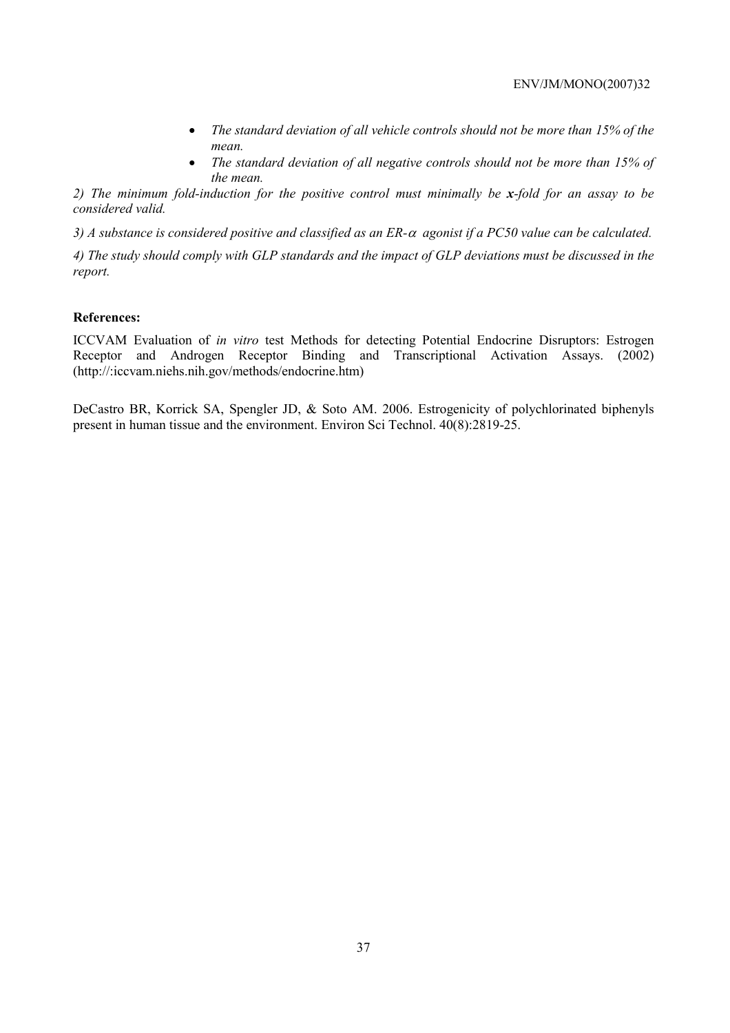- *The standard deviation of all vehicle controls should not be more than 15% of the mean.*
- *The standard deviation of all negative controls should not be more than 15% of the mean.*

*2) The minimum fold-induction for the positive control must minimally be **x**-fold for an assay to be considered valid.*

*3) A substance is considered positive and classified as an ER-$\alpha$ agonist if a PC50 value can be calculated.*

*4) The study should comply with GLP standards and the impact of GLP deviations must be discussed in the report.*

**References:**

ICCVAM Evaluation of *in vitro* test Methods for detecting Potential Endocrine Disruptors: Estrogen Receptor and Androgen Receptor Binding and Transcriptional Activation Assays. (2002) (http://:iccvam.niehs.nih.gov/methods/endocrine.htm)

DeCastro BR, Korrick SA, Spengler JD, & Soto AM. 2006. Estrogenicity of polychlorinated biphenyls present in human tissue and the environment. Environ Sci Technol. 40(8):2819-25.